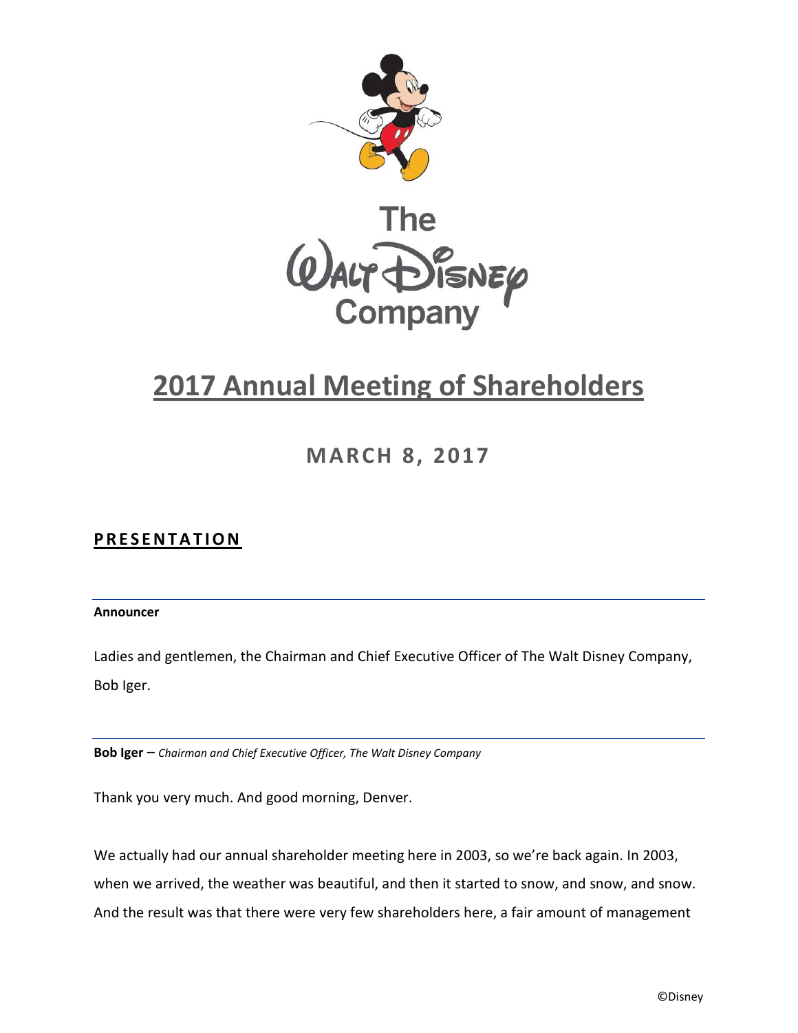# 2017 Annual Meeting of Shareholders

## MARCH 8, 2017

## PRESENTATION

**Announcer**

Ladies and gentlemen, the Chairman and Chief Executive Officer of The Walt Disney Company, Bob Iger.

**Bob Iger** – *Chairman and Chief Executive Officer, The Walt Disney Company*

Thank you very much. And good morning, Denver.

We actually had our annual shareholder meeting here in 2003, so we're back again. In 2003, when we arrived, the weather was beautiful, and then it started to snow, and snow, and snow. And the result was that there were very few shareholders here, a fair amount of management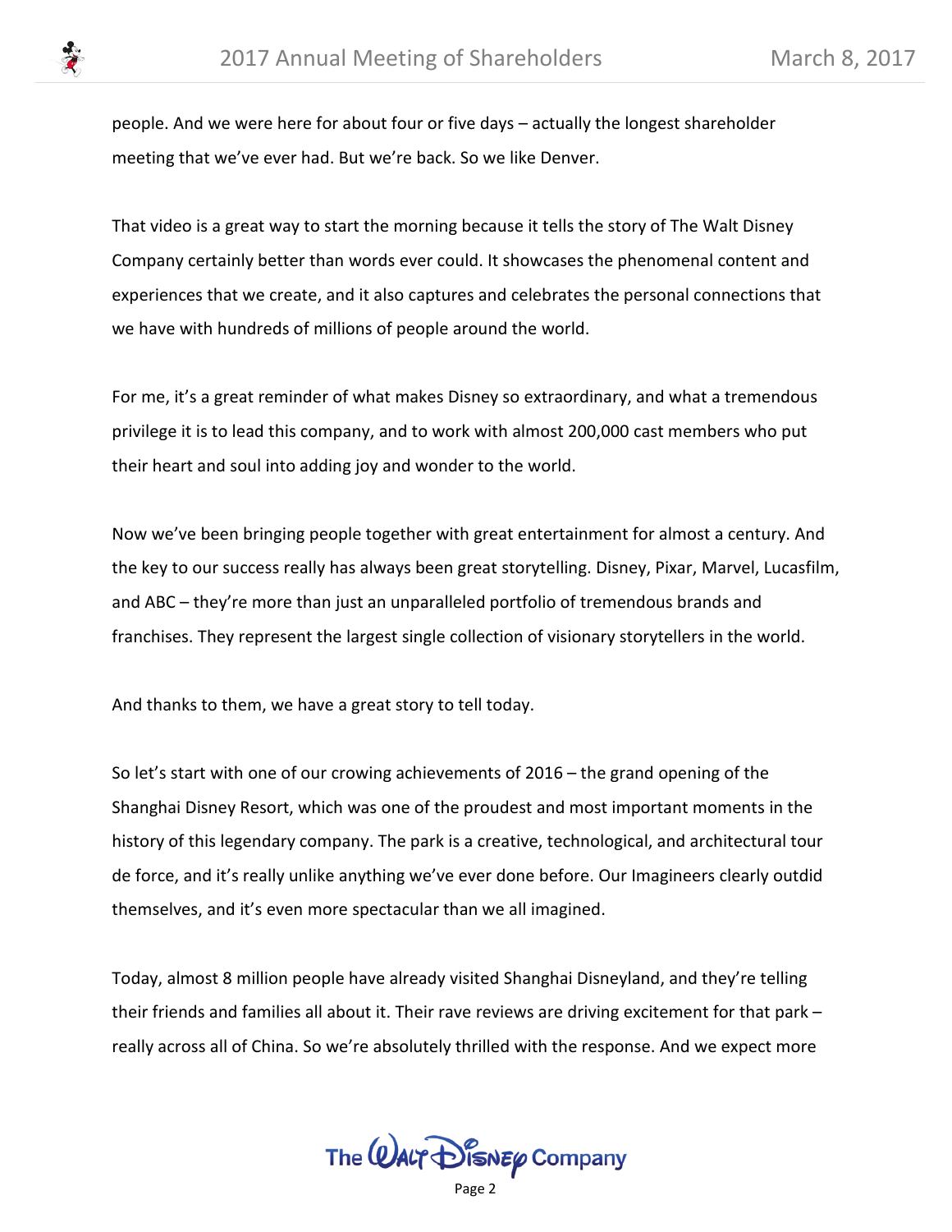people. And we were here for about four or five days – actually the longest shareholder meeting that we've ever had. But we're back. So we like Denver.

That video is a great way to start the morning because it tells the story of The Walt Disney Company certainly better than words ever could. It showcases the phenomenal content and experiences that we create, and it also captures and celebrates the personal connections that we have with hundreds of millions of people around the world.

For me, it's a great reminder of what makes Disney so extraordinary, and what a tremendous privilege it is to lead this company, and to work with almost 200,000 cast members who put their heart and soul into adding joy and wonder to the world.

Now we've been bringing people together with great entertainment for almost a century. And the key to our success really has always been great storytelling. Disney, Pixar, Marvel, Lucasfilm, and ABC – they're more than just an unparalleled portfolio of tremendous brands and franchises. They represent the largest single collection of visionary storytellers in the world.

And thanks to them, we have a great story to tell today.

So let's start with one of our crowing achievements of 2016 – the grand opening of the Shanghai Disney Resort, which was one of the proudest and most important moments in the history of this legendary company. The park is a creative, technological, and architectural tour de force, and it's really unlike anything we've ever done before. Our Imagineers clearly outdid themselves, and it's even more spectacular than we all imagined.

Today, almost 8 million people have already visited Shanghai Disneyland, and they're telling their friends and families all about it. Their rave reviews are driving excitement for that park – really across all of China. So we're absolutely thrilled with the response. And we expect more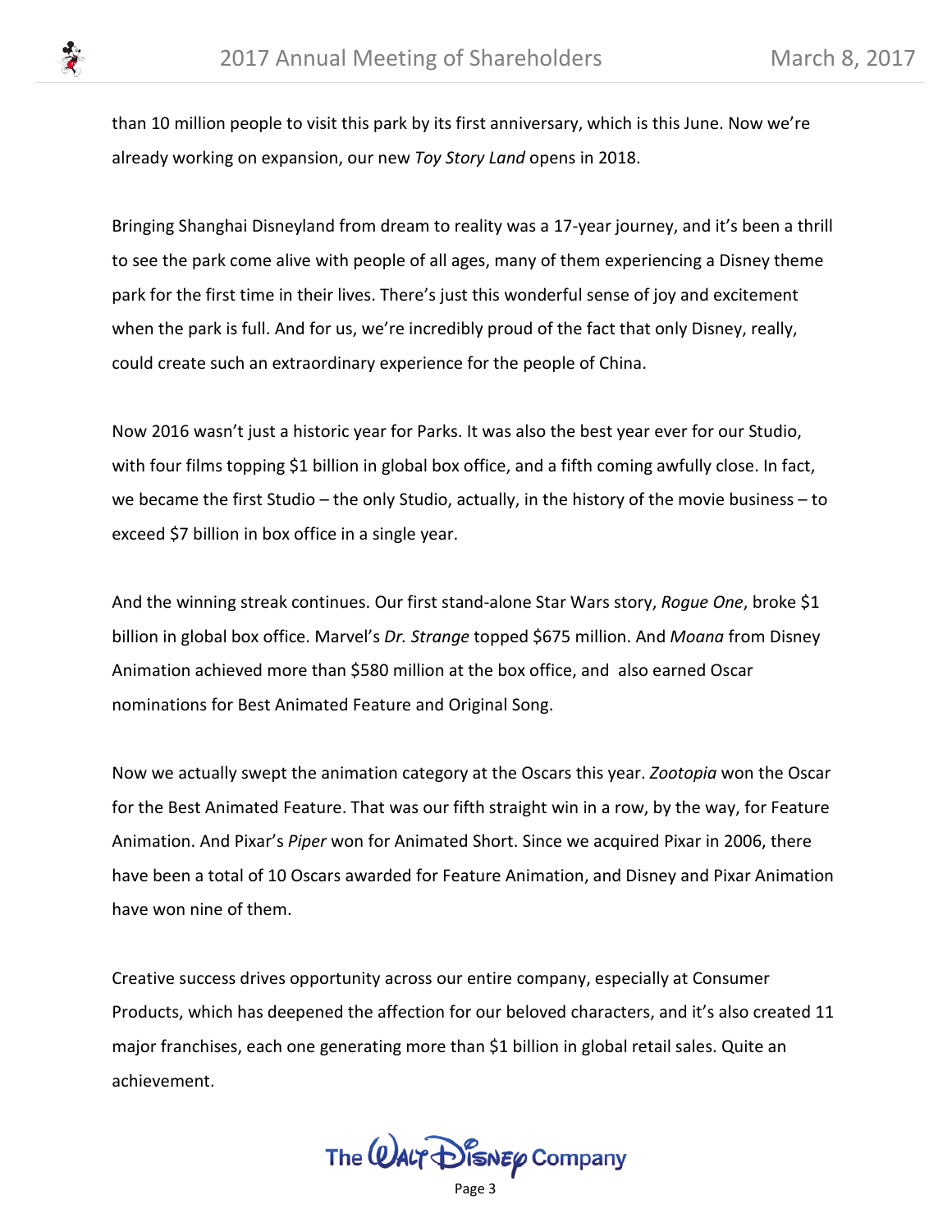than 10 million people to visit this park by its first anniversary, which is this June. Now we're already working on expansion, our new *Toy Story Land* opens in 2018.

Bringing Shanghai Disneyland from dream to reality was a 17-year journey, and it's been a thrill to see the park come alive with people of all ages, many of them experiencing a Disney theme park for the first time in their lives. There's just this wonderful sense of joy and excitement when the park is full. And for us, we're incredibly proud of the fact that only Disney, really, could create such an extraordinary experience for the people of China.

Now 2016 wasn't just a historic year for Parks. It was also the best year ever for our Studio, with four films topping $1 billion in global box office, and a fifth coming awfully close. In fact, we became the first Studio – the only Studio, actually, in the history of the movie business – to exceed $7 billion in box office in a single year.

And the winning streak continues. Our first stand-alone Star Wars story, *Rogue One*, broke $1 billion in global box office. Marvel's *Dr. Strange* topped $675 million. And *Moana* from Disney Animation achieved more than $580 million at the box office, and also earned Oscar nominations for Best Animated Feature and Original Song.

Now we actually swept the animation category at the Oscars this year. *Zootopia* won the Oscar for the Best Animated Feature. That was our fifth straight win in a row, by the way, for Feature Animation. And Pixar's *Piper* won for Animated Short. Since we acquired Pixar in 2006, there have been a total of 10 Oscars awarded for Feature Animation, and Disney and Pixar Animation have won nine of them.

Creative success drives opportunity across our entire company, especially at Consumer Products, which has deepened the affection for our beloved characters, and it's also created 11 major franchises, each one generating more than $1 billion in global retail sales. Quite an achievement.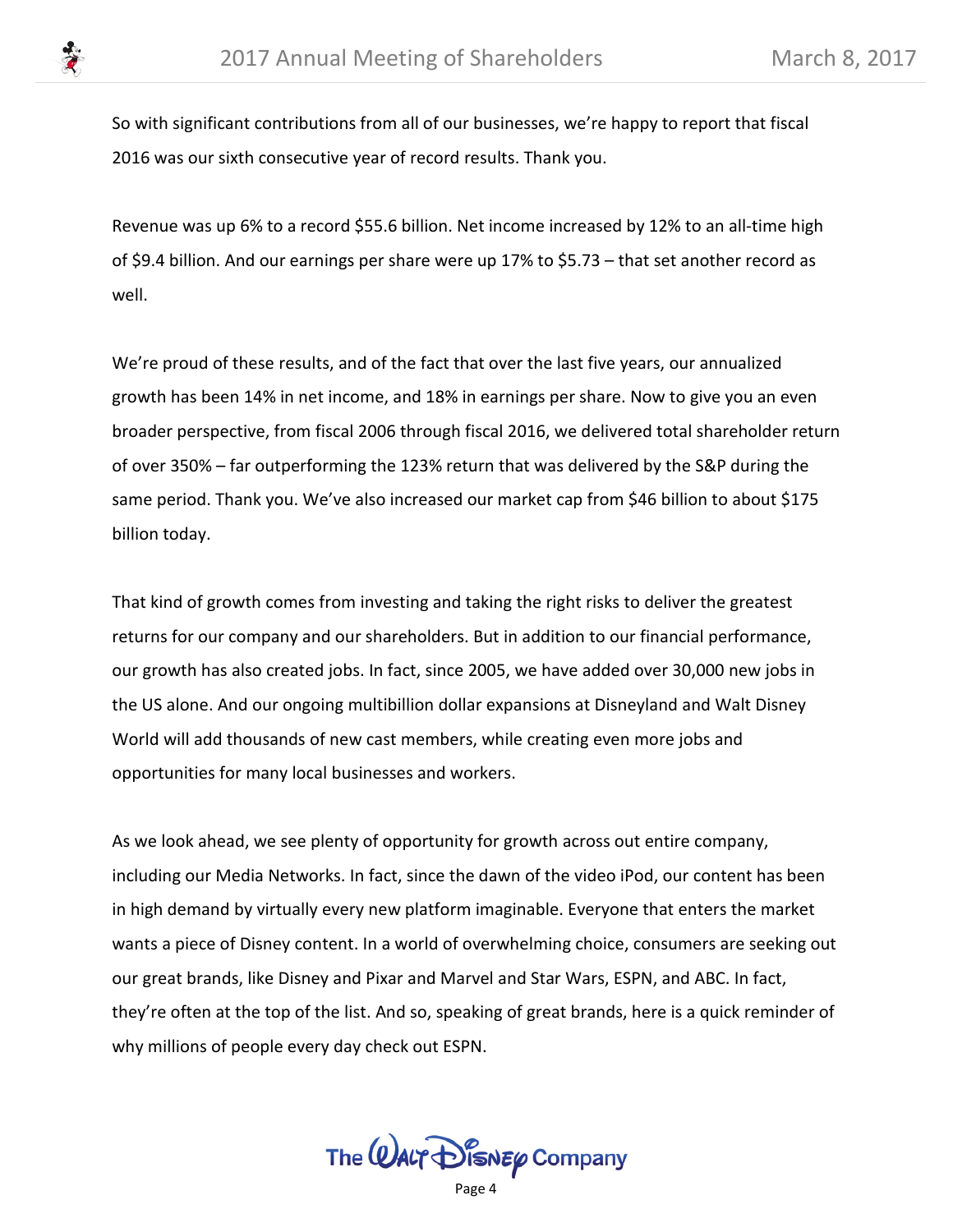So with significant contributions from all of our businesses, we're happy to report that fiscal 2016 was our sixth consecutive year of record results. Thank you.

Revenue was up 6% to a record $55.6 billion. Net income increased by 12% to an all-time high of $9.4 billion. And our earnings per share were up 17% to $5.73 – that set another record as well.

We're proud of these results, and of the fact that over the last five years, our annualized growth has been 14% in net income, and 18% in earnings per share. Now to give you an even broader perspective, from fiscal 2006 through fiscal 2016, we delivered total shareholder return of over 350% – far outperforming the 123% return that was delivered by the S&P during the same period. Thank you. We've also increased our market cap from $46 billion to about $175 billion today.

That kind of growth comes from investing and taking the right risks to deliver the greatest returns for our company and our shareholders. But in addition to our financial performance, our growth has also created jobs. In fact, since 2005, we have added over 30,000 new jobs in the US alone. And our ongoing multibillion dollar expansions at Disneyland and Walt Disney World will add thousands of new cast members, while creating even more jobs and opportunities for many local businesses and workers.

As we look ahead, we see plenty of opportunity for growth across out entire company, including our Media Networks. In fact, since the dawn of the video iPod, our content has been in high demand by virtually every new platform imaginable. Everyone that enters the market wants a piece of Disney content. In a world of overwhelming choice, consumers are seeking out our great brands, like Disney and Pixar and Marvel and Star Wars, ESPN, and ABC. In fact, they're often at the top of the list. And so, speaking of great brands, here is a quick reminder of why millions of people every day check out ESPN.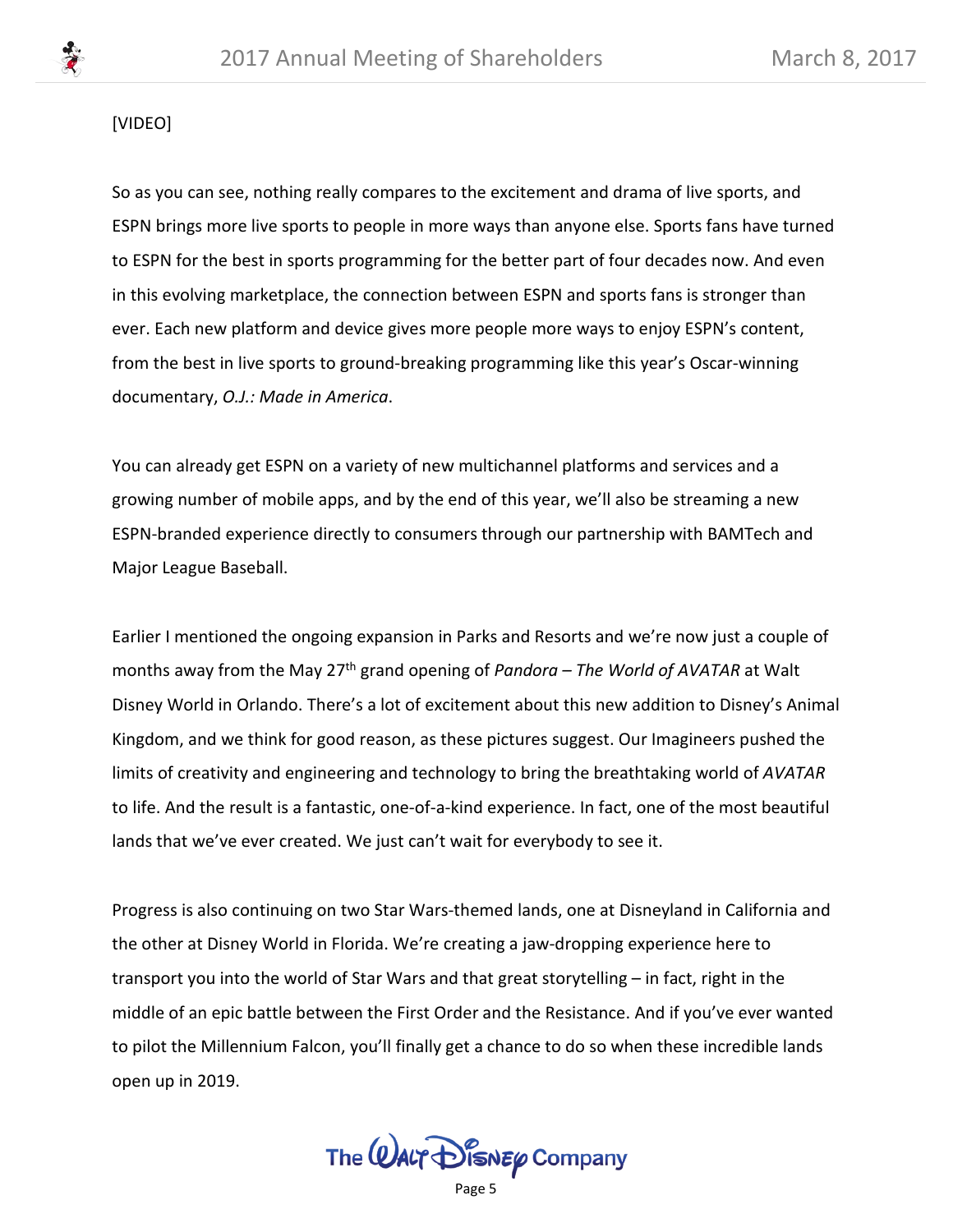[VIDEO]

So as you can see, nothing really compares to the excitement and drama of live sports, and ESPN brings more live sports to people in more ways than anyone else. Sports fans have turned to ESPN for the best in sports programming for the better part of four decades now. And even in this evolving marketplace, the connection between ESPN and sports fans is stronger than ever. Each new platform and device gives more people more ways to enjoy ESPN's content, from the best in live sports to ground-breaking programming like this year's Oscar-winning documentary, *O.J.: Made in America*.

You can already get ESPN on a variety of new multichannel platforms and services and a growing number of mobile apps, and by the end of this year, we'll also be streaming a new ESPN-branded experience directly to consumers through our partnership with BAMTech and Major League Baseball.

Earlier I mentioned the ongoing expansion in Parks and Resorts and we're now just a couple of months away from the May 27th grand opening of *Pandora – The World of AVATAR* at Walt Disney World in Orlando. There's a lot of excitement about this new addition to Disney's Animal Kingdom, and we think for good reason, as these pictures suggest. Our Imagineers pushed the limits of creativity and engineering and technology to bring the breathtaking world of *AVATAR* to life. And the result is a fantastic, one-of-a-kind experience. In fact, one of the most beautiful lands that we've ever created. We just can't wait for everybody to see it.

Progress is also continuing on two Star Wars-themed lands, one at Disneyland in California and the other at Disney World in Florida. We're creating a jaw-dropping experience here to transport you into the world of Star Wars and that great storytelling – in fact, right in the middle of an epic battle between the First Order and the Resistance. And if you've ever wanted to pilot the Millennium Falcon, you'll finally get a chance to do so when these incredible lands open up in 2019.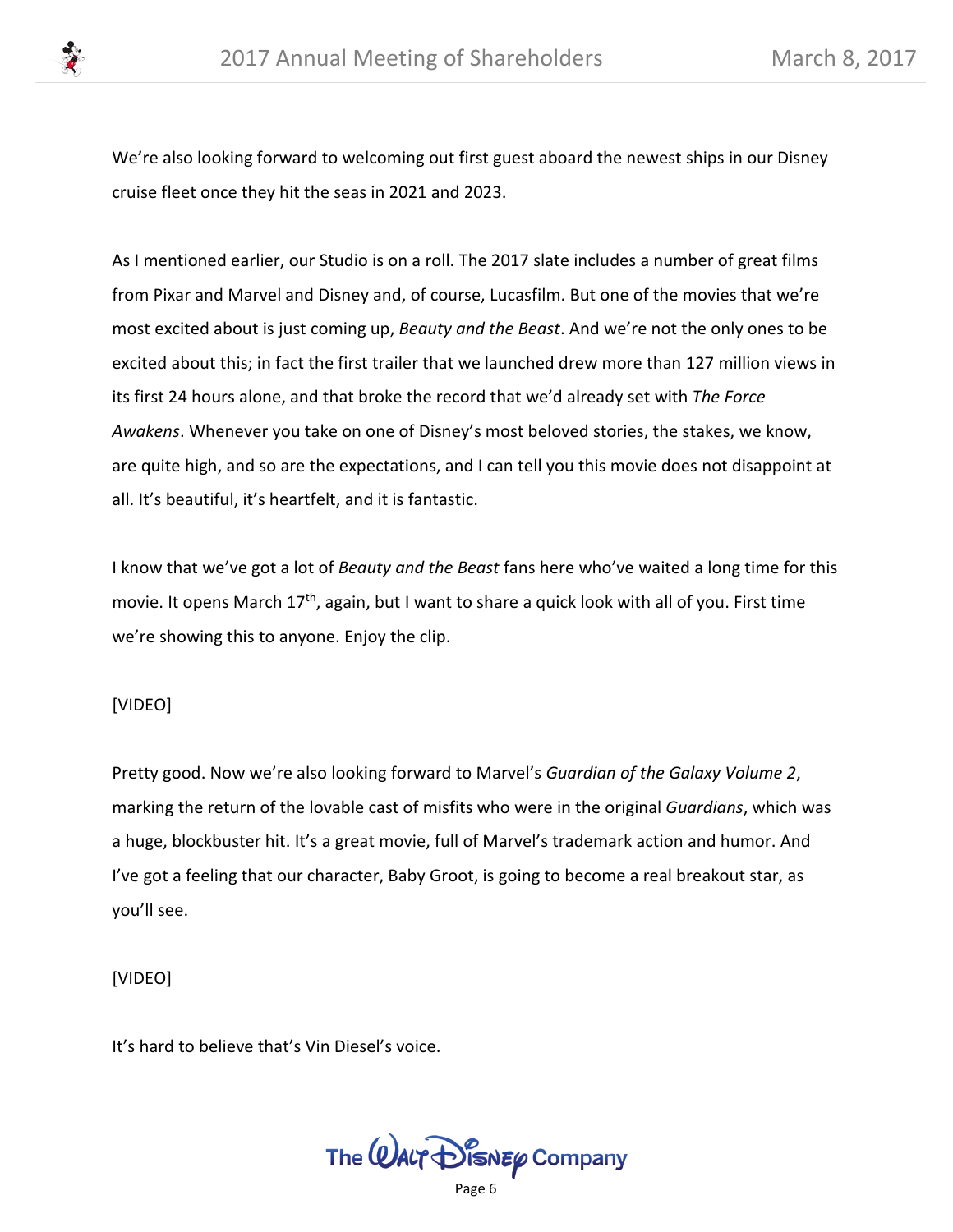We're also looking forward to welcoming out first guest aboard the newest ships in our Disney cruise fleet once they hit the seas in 2021 and 2023.

As I mentioned earlier, our Studio is on a roll. The 2017 slate includes a number of great films from Pixar and Marvel and Disney and, of course, Lucasfilm. But one of the movies that we're most excited about is just coming up, *Beauty and the Beast*. And we're not the only ones to be excited about this; in fact the first trailer that we launched drew more than 127 million views in its first 24 hours alone, and that broke the record that we'd already set with *The Force Awakens*. Whenever you take on one of Disney's most beloved stories, the stakes, we know, are quite high, and so are the expectations, and I can tell you this movie does not disappoint at all. It's beautiful, it's heartfelt, and it is fantastic.

I know that we've got a lot of *Beauty and the Beast* fans here who've waited a long time for this movie. It opens March 17th, again, but I want to share a quick look with all of you. First time we're showing this to anyone. Enjoy the clip.

[VIDEO]

Pretty good. Now we're also looking forward to Marvel's *Guardian of the Galaxy Volume 2*, marking the return of the lovable cast of misfits who were in the original *Guardians*, which was a huge, blockbuster hit. It's a great movie, full of Marvel's trademark action and humor. And I've got a feeling that our character, Baby Groot, is going to become a real breakout star, as you'll see.

[VIDEO]

It's hard to believe that's Vin Diesel's voice.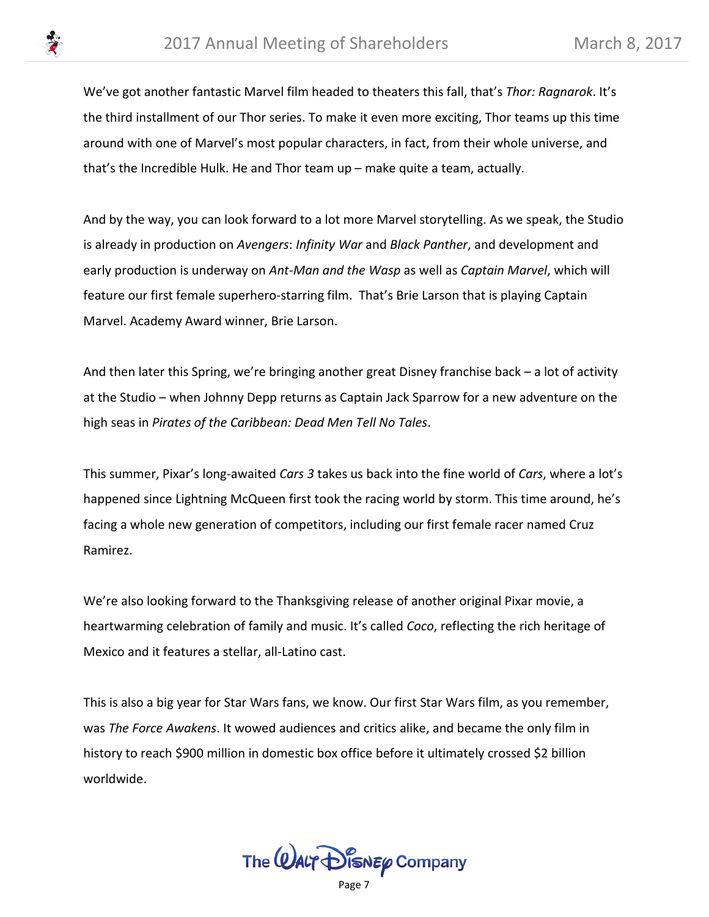We've got another fantastic Marvel film headed to theaters this fall, that's *Thor: Ragnarok*. It's the third installment of our Thor series. To make it even more exciting, Thor teams up this time around with one of Marvel's most popular characters, in fact, from their whole universe, and that's the Incredible Hulk. He and Thor team up – make quite a team, actually.

And by the way, you can look forward to a lot more Marvel storytelling. As we speak, the Studio is already in production on *Avengers*: *Infinity War* and *Black Panther*, and development and early production is underway on *Ant-Man and the Wasp* as well as *Captain Marvel*, which will feature our first female superhero-starring film. That's Brie Larson that is playing Captain Marvel. Academy Award winner, Brie Larson.

And then later this Spring, we're bringing another great Disney franchise back – a lot of activity at the Studio – when Johnny Depp returns as Captain Jack Sparrow for a new adventure on the high seas in *Pirates of the Caribbean: Dead Men Tell No Tales*.

This summer, Pixar's long-awaited *Cars 3* takes us back into the fine world of *Cars*, where a lot's happened since Lightning McQueen first took the racing world by storm. This time around, he's facing a whole new generation of competitors, including our first female racer named Cruz Ramirez.

We're also looking forward to the Thanksgiving release of another original Pixar movie, a heartwarming celebration of family and music. It's called *Coco*, reflecting the rich heritage of Mexico and it features a stellar, all-Latino cast.

This is also a big year for Star Wars fans, we know. Our first Star Wars film, as you remember, was *The Force Awakens*. It wowed audiences and critics alike, and became the only film in history to reach $900 million in domestic box office before it ultimately crossed $2 billion worldwide.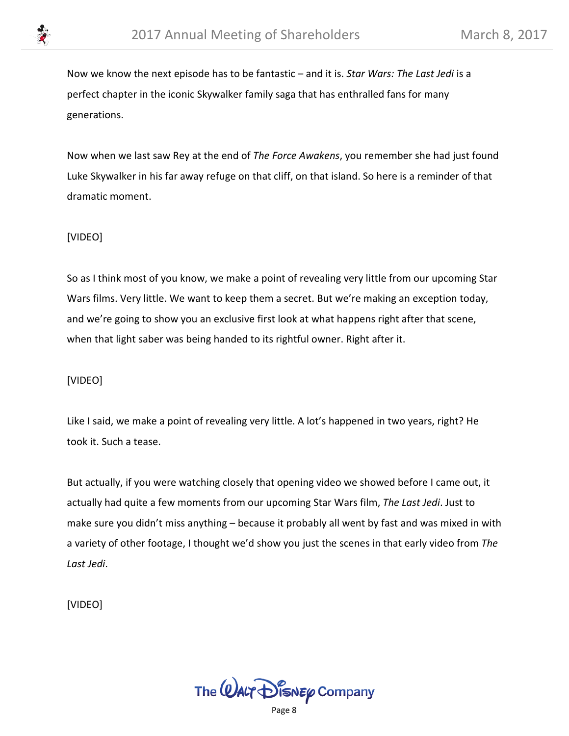Now we know the next episode has to be fantastic – and it is. *Star Wars: The Last Jedi* is a perfect chapter in the iconic Skywalker family saga that has enthralled fans for many generations.

Now when we last saw Rey at the end of *The Force Awakens*, you remember she had just found Luke Skywalker in his far away refuge on that cliff, on that island. So here is a reminder of that dramatic moment.

[VIDEO]

So as I think most of you know, we make a point of revealing very little from our upcoming Star Wars films. Very little. We want to keep them a secret. But we're making an exception today, and we're going to show you an exclusive first look at what happens right after that scene, when that light saber was being handed to its rightful owner. Right after it.

[VIDEO]

Like I said, we make a point of revealing very little. A lot's happened in two years, right? He took it. Such a tease.

But actually, if you were watching closely that opening video we showed before I came out, it actually had quite a few moments from our upcoming Star Wars film, *The Last Jedi*. Just to make sure you didn't miss anything – because it probably all went by fast and was mixed in with a variety of other footage, I thought we'd show you just the scenes in that early video from *The Last Jedi*.

[VIDEO]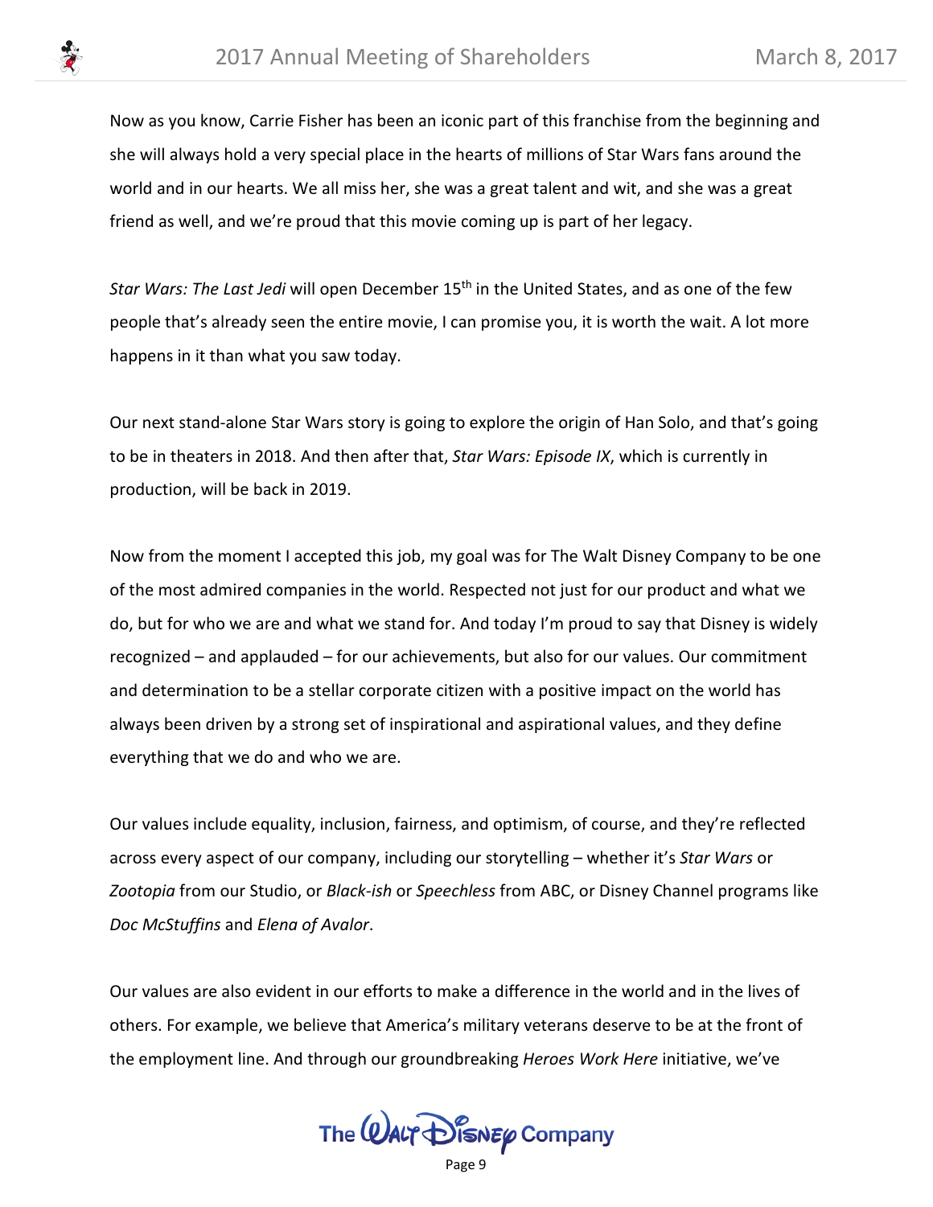Now as you know, Carrie Fisher has been an iconic part of this franchise from the beginning and she will always hold a very special place in the hearts of millions of Star Wars fans around the world and in our hearts. We all miss her, she was a great talent and wit, and she was a great friend as well, and we're proud that this movie coming up is part of her legacy.

*Star Wars: The Last Jedi* will open December 15th in the United States, and as one of the few people that's already seen the entire movie, I can promise you, it is worth the wait. A lot more happens in it than what you saw today.

Our next stand-alone Star Wars story is going to explore the origin of Han Solo, and that's going to be in theaters in 2018. And then after that, *Star Wars: Episode IX*, which is currently in production, will be back in 2019.

Now from the moment I accepted this job, my goal was for The Walt Disney Company to be one of the most admired companies in the world. Respected not just for our product and what we do, but for who we are and what we stand for. And today I'm proud to say that Disney is widely recognized – and applauded – for our achievements, but also for our values. Our commitment and determination to be a stellar corporate citizen with a positive impact on the world has always been driven by a strong set of inspirational and aspirational values, and they define everything that we do and who we are.

Our values include equality, inclusion, fairness, and optimism, of course, and they're reflected across every aspect of our company, including our storytelling – whether it's *Star Wars* or *Zootopia* from our Studio, or *Black-ish* or *Speechless* from ABC, or Disney Channel programs like *Doc McStuffins* and *Elena of Avalor*.

Our values are also evident in our efforts to make a difference in the world and in the lives of others. For example, we believe that America's military veterans deserve to be at the front of the employment line. And through our groundbreaking *Heroes Work Here* initiative, we've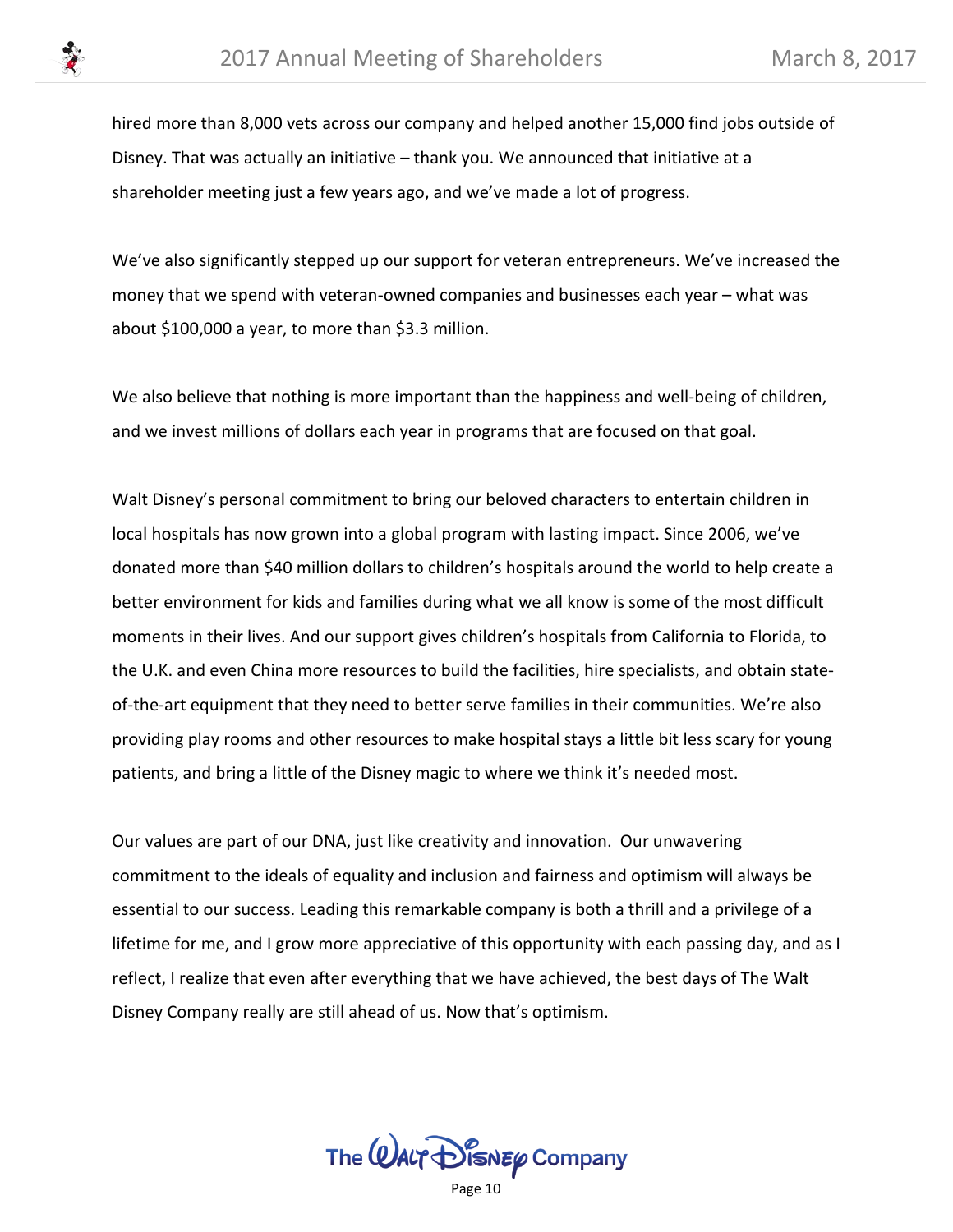hired more than 8,000 vets across our company and helped another 15,000 find jobs outside of Disney. That was actually an initiative – thank you. We announced that initiative at a shareholder meeting just a few years ago, and we've made a lot of progress.

We've also significantly stepped up our support for veteran entrepreneurs. We've increased the money that we spend with veteran-owned companies and businesses each year – what was about $100,000 a year, to more than $3.3 million.

We also believe that nothing is more important than the happiness and well-being of children, and we invest millions of dollars each year in programs that are focused on that goal.

Walt Disney's personal commitment to bring our beloved characters to entertain children in local hospitals has now grown into a global program with lasting impact. Since 2006, we've donated more than $40 million dollars to children's hospitals around the world to help create a better environment for kids and families during what we all know is some of the most difficult moments in their lives. And our support gives children's hospitals from California to Florida, to the U.K. and even China more resources to build the facilities, hire specialists, and obtain state-of-the-art equipment that they need to better serve families in their communities. We're also providing play rooms and other resources to make hospital stays a little bit less scary for young patients, and bring a little of the Disney magic to where we think it's needed most.

Our values are part of our DNA, just like creativity and innovation. Our unwavering commitment to the ideals of equality and inclusion and fairness and optimism will always be essential to our success. Leading this remarkable company is both a thrill and a privilege of a lifetime for me, and I grow more appreciative of this opportunity with each passing day, and as I reflect, I realize that even after everything that we have achieved, the best days of The Walt Disney Company really are still ahead of us. Now that's optimism.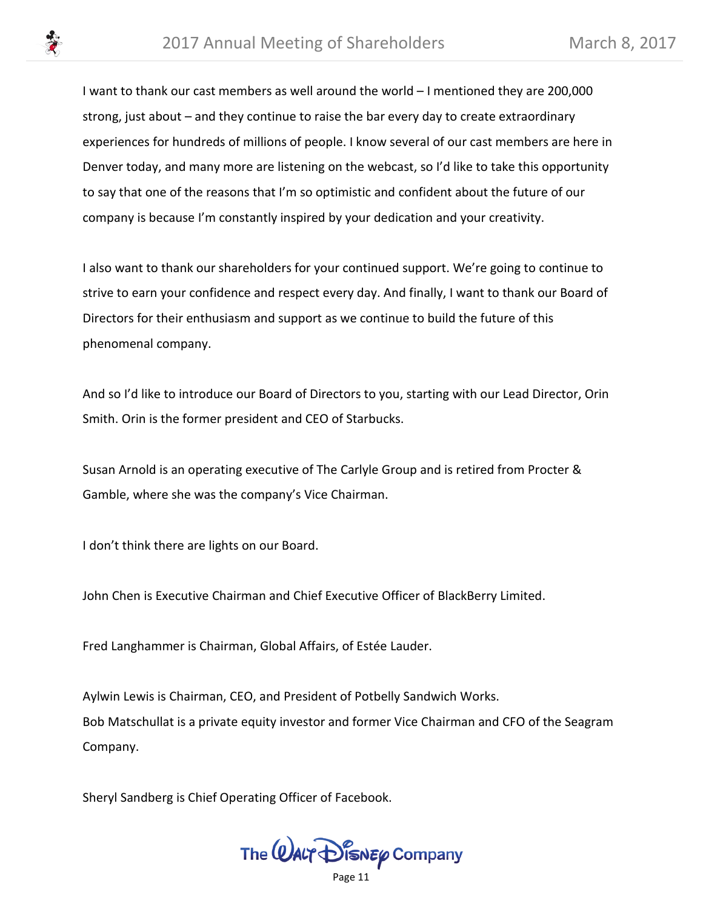I want to thank our cast members as well around the world – I mentioned they are 200,000 strong, just about – and they continue to raise the bar every day to create extraordinary experiences for hundreds of millions of people. I know several of our cast members are here in Denver today, and many more are listening on the webcast, so I'd like to take this opportunity to say that one of the reasons that I'm so optimistic and confident about the future of our company is because I'm constantly inspired by your dedication and your creativity.

I also want to thank our shareholders for your continued support. We're going to continue to strive to earn your confidence and respect every day. And finally, I want to thank our Board of Directors for their enthusiasm and support as we continue to build the future of this phenomenal company.

And so I'd like to introduce our Board of Directors to you, starting with our Lead Director, Orin Smith. Orin is the former president and CEO of Starbucks.

Susan Arnold is an operating executive of The Carlyle Group and is retired from Procter & Gamble, where she was the company's Vice Chairman.

I don't think there are lights on our Board.

John Chen is Executive Chairman and Chief Executive Officer of BlackBerry Limited.

Fred Langhammer is Chairman, Global Affairs, of Estée Lauder.

Aylwin Lewis is Chairman, CEO, and President of Potbelly Sandwich Works.
Bob Matschullat is a private equity investor and former Vice Chairman and CFO of the Seagram Company.

Sheryl Sandberg is Chief Operating Officer of Facebook.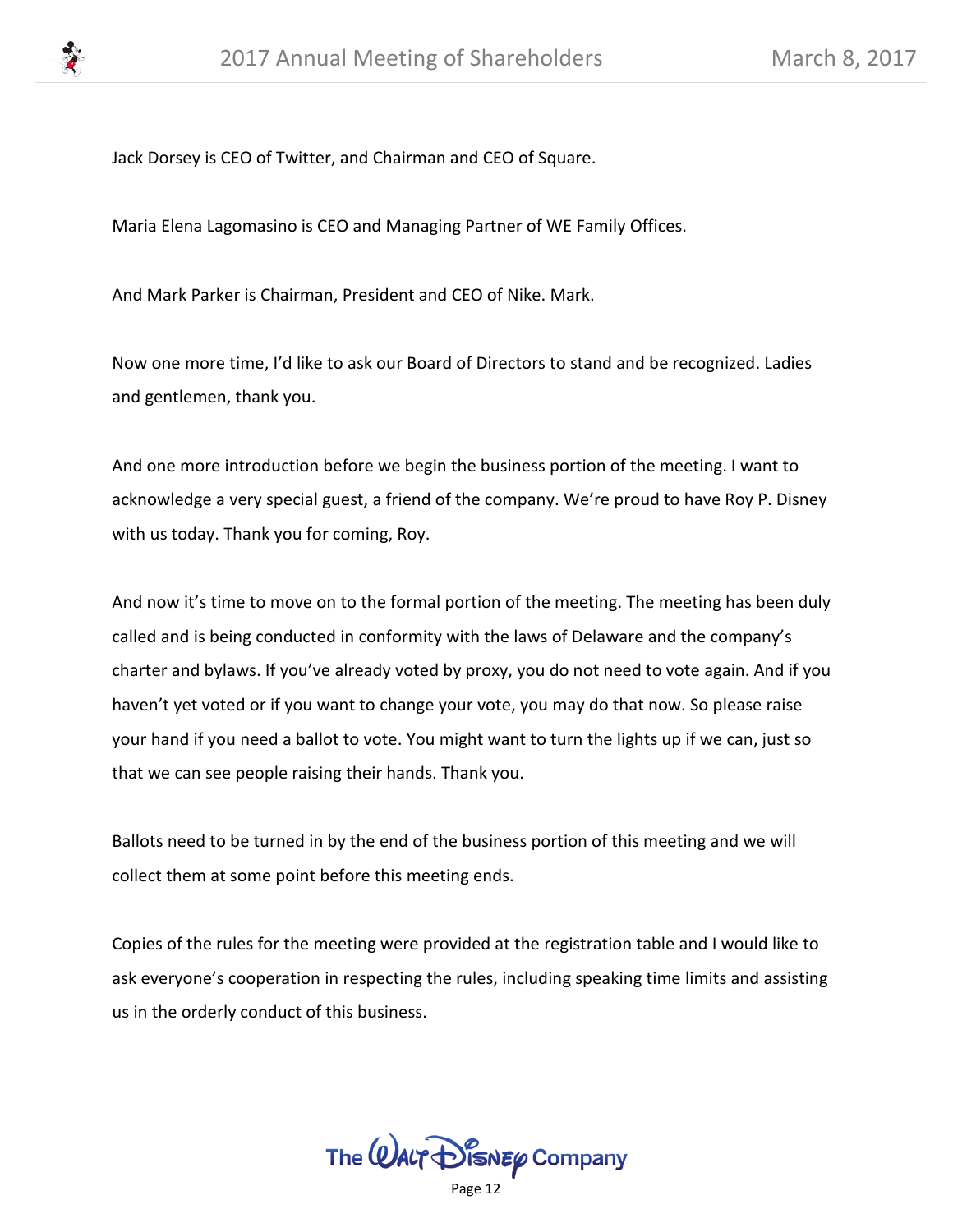Jack Dorsey is CEO of Twitter, and Chairman and CEO of Square.

Maria Elena Lagomasino is CEO and Managing Partner of WE Family Offices.

And Mark Parker is Chairman, President and CEO of Nike. Mark.

Now one more time, I'd like to ask our Board of Directors to stand and be recognized. Ladies and gentlemen, thank you.

And one more introduction before we begin the business portion of the meeting. I want to acknowledge a very special guest, a friend of the company. We're proud to have Roy P. Disney with us today. Thank you for coming, Roy.

And now it's time to move on to the formal portion of the meeting. The meeting has been duly called and is being conducted in conformity with the laws of Delaware and the company's charter and bylaws. If you've already voted by proxy, you do not need to vote again. And if you haven't yet voted or if you want to change your vote, you may do that now. So please raise your hand if you need a ballot to vote. You might want to turn the lights up if we can, just so that we can see people raising their hands. Thank you.

Ballots need to be turned in by the end of the business portion of this meeting and we will collect them at some point before this meeting ends.

Copies of the rules for the meeting were provided at the registration table and I would like to ask everyone's cooperation in respecting the rules, including speaking time limits and assisting us in the orderly conduct of this business.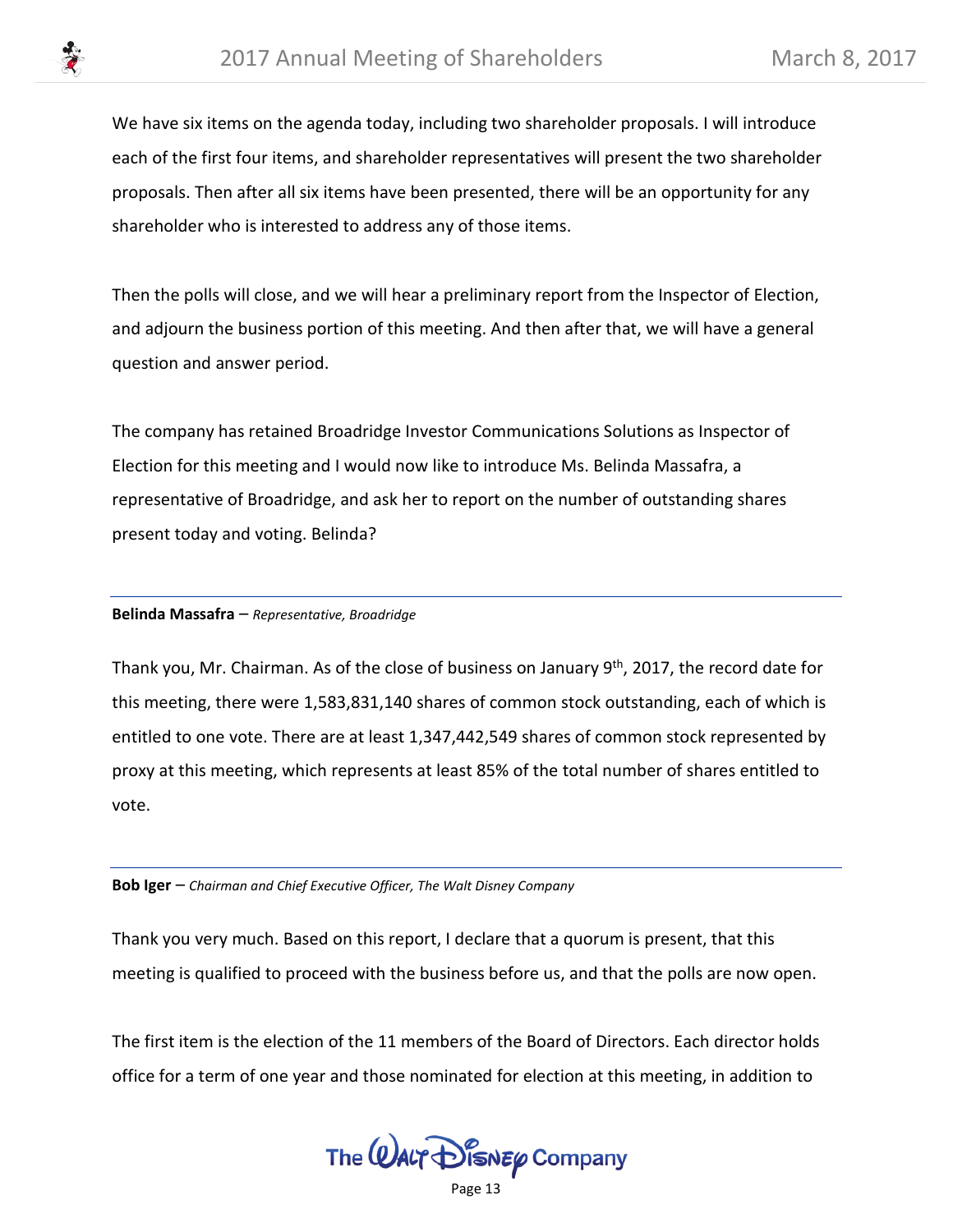We have six items on the agenda today, including two shareholder proposals. I will introduce each of the first four items, and shareholder representatives will present the two shareholder proposals. Then after all six items have been presented, there will be an opportunity for any shareholder who is interested to address any of those items.

Then the polls will close, and we will hear a preliminary report from the Inspector of Election, and adjourn the business portion of this meeting. And then after that, we will have a general question and answer period.

The company has retained Broadridge Investor Communications Solutions as Inspector of Election for this meeting and I would now like to introduce Ms. Belinda Massafra, a representative of Broadridge, and ask her to report on the number of outstanding shares present today and voting. Belinda?

---

**Belinda Massafra** – *Representative, Broadridge*

Thank you, Mr. Chairman. As of the close of business on January 9th, 2017, the record date for this meeting, there were 1,583,831,140 shares of common stock outstanding, each of which is entitled to one vote. There are at least 1,347,442,549 shares of common stock represented by proxy at this meeting, which represents at least 85% of the total number of shares entitled to vote.

---

**Bob Iger** – *Chairman and Chief Executive Officer, The Walt Disney Company*

Thank you very much. Based on this report, I declare that a quorum is present, that this meeting is qualified to proceed with the business before us, and that the polls are now open.

The first item is the election of the 11 members of the Board of Directors. Each director holds office for a term of one year and those nominated for election at this meeting, in addition to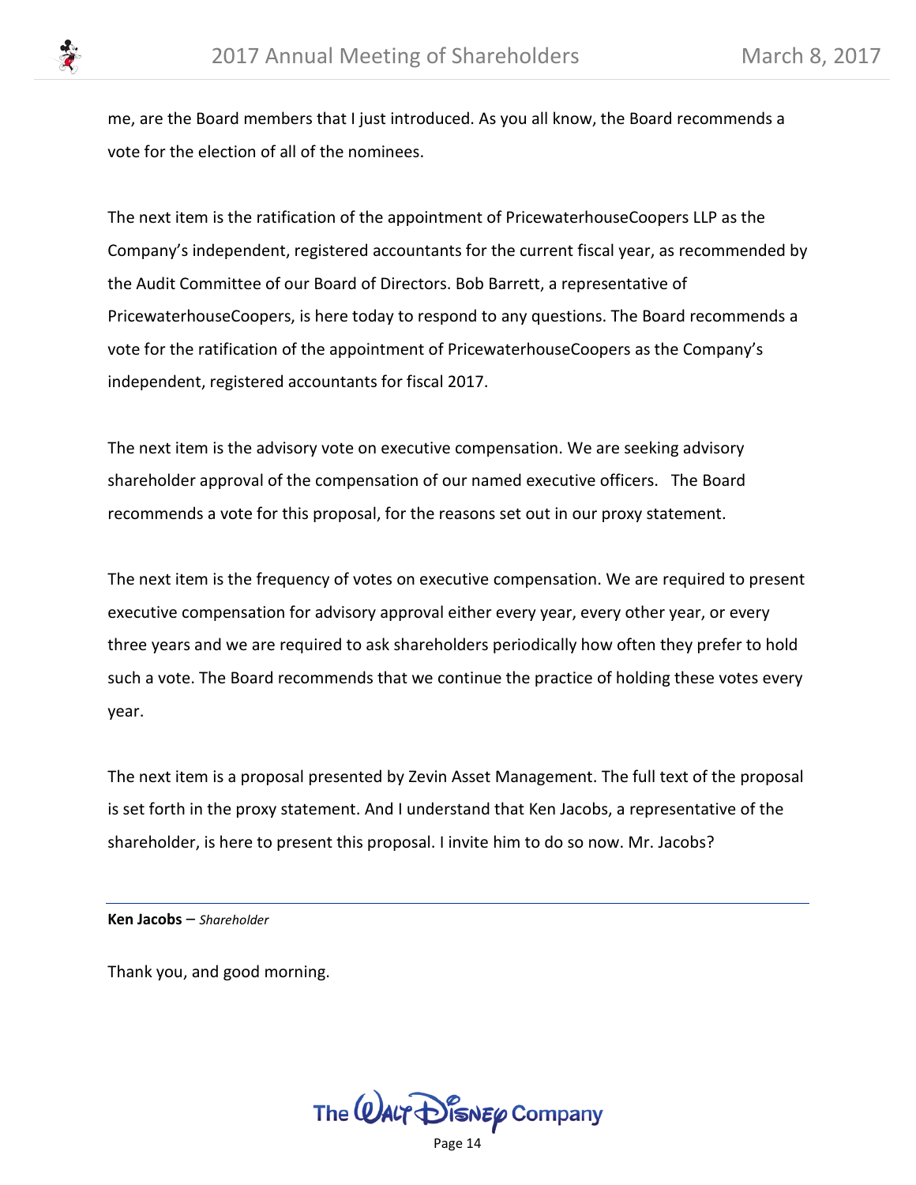me, are the Board members that I just introduced. As you all know, the Board recommends a vote for the election of all of the nominees.

The next item is the ratification of the appointment of PricewaterhouseCoopers LLP as the Company's independent, registered accountants for the current fiscal year, as recommended by the Audit Committee of our Board of Directors. Bob Barrett, a representative of PricewaterhouseCoopers, is here today to respond to any questions. The Board recommends a vote for the ratification of the appointment of PricewaterhouseCoopers as the Company's independent, registered accountants for fiscal 2017.

The next item is the advisory vote on executive compensation. We are seeking advisory shareholder approval of the compensation of our named executive officers. The Board recommends a vote for this proposal, for the reasons set out in our proxy statement.

The next item is the frequency of votes on executive compensation. We are required to present executive compensation for advisory approval either every year, every other year, or every three years and we are required to ask shareholders periodically how often they prefer to hold such a vote. The Board recommends that we continue the practice of holding these votes every year.

The next item is a proposal presented by Zevin Asset Management. The full text of the proposal is set forth in the proxy statement. And I understand that Ken Jacobs, a representative of the shareholder, is here to present this proposal. I invite him to do so now. Mr. Jacobs?

---

**Ken Jacobs** – *Shareholder*

Thank you, and good morning.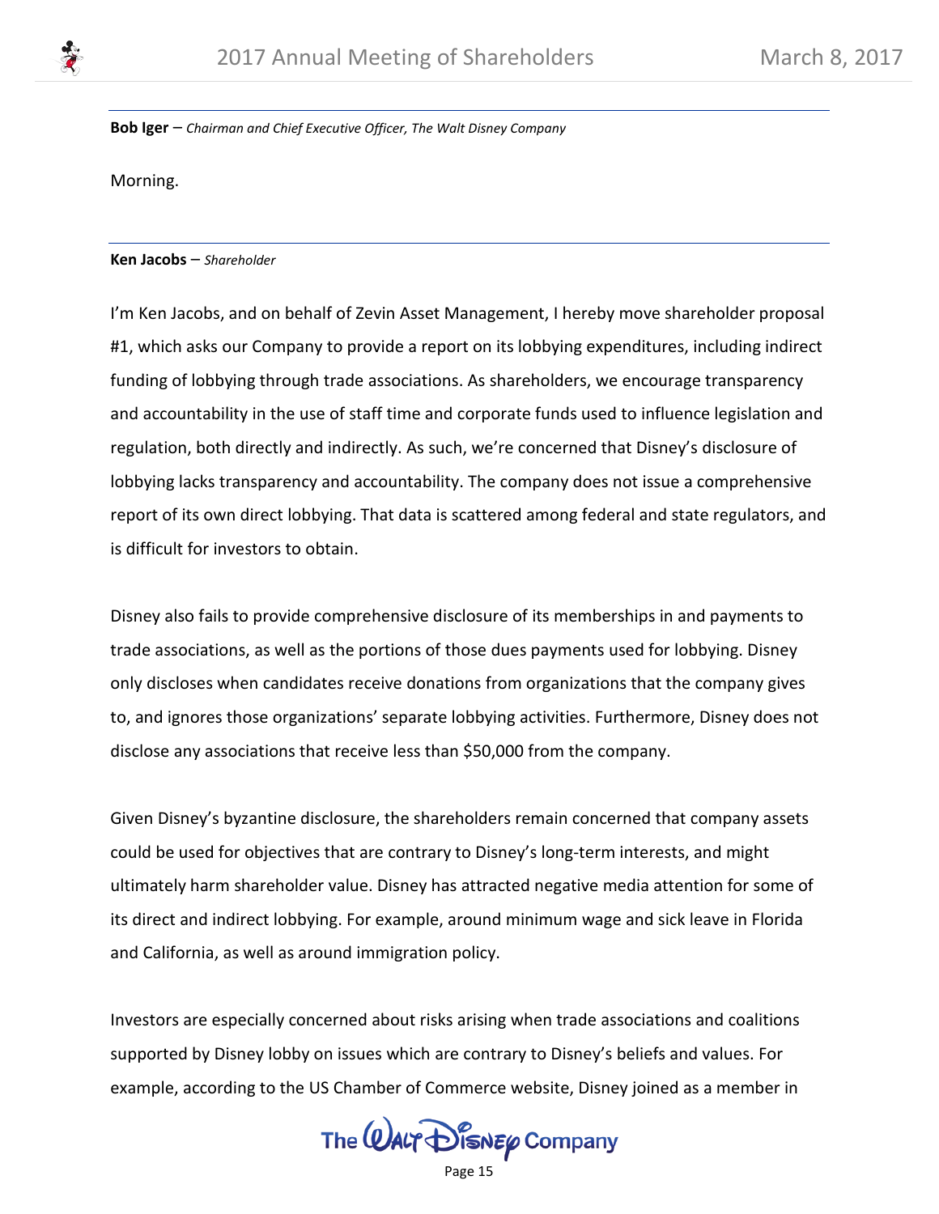**Bob Iger** – *Chairman and Chief Executive Officer, The Walt Disney Company*

Morning.

**Ken Jacobs** – *Shareholder*

I'm Ken Jacobs, and on behalf of Zevin Asset Management, I hereby move shareholder proposal #1, which asks our Company to provide a report on its lobbying expenditures, including indirect funding of lobbying through trade associations. As shareholders, we encourage transparency and accountability in the use of staff time and corporate funds used to influence legislation and regulation, both directly and indirectly. As such, we're concerned that Disney's disclosure of lobbying lacks transparency and accountability. The company does not issue a comprehensive report of its own direct lobbying. That data is scattered among federal and state regulators, and is difficult for investors to obtain.

Disney also fails to provide comprehensive disclosure of its memberships in and payments to trade associations, as well as the portions of those dues payments used for lobbying. Disney only discloses when candidates receive donations from organizations that the company gives to, and ignores those organizations' separate lobbying activities. Furthermore, Disney does not disclose any associations that receive less than $50,000 from the company.

Given Disney's byzantine disclosure, the shareholders remain concerned that company assets could be used for objectives that are contrary to Disney's long-term interests, and might ultimately harm shareholder value. Disney has attracted negative media attention for some of its direct and indirect lobbying. For example, around minimum wage and sick leave in Florida and California, as well as around immigration policy.

Investors are especially concerned about risks arising when trade associations and coalitions supported by Disney lobby on issues which are contrary to Disney's beliefs and values. For example, according to the US Chamber of Commerce website, Disney joined as a member in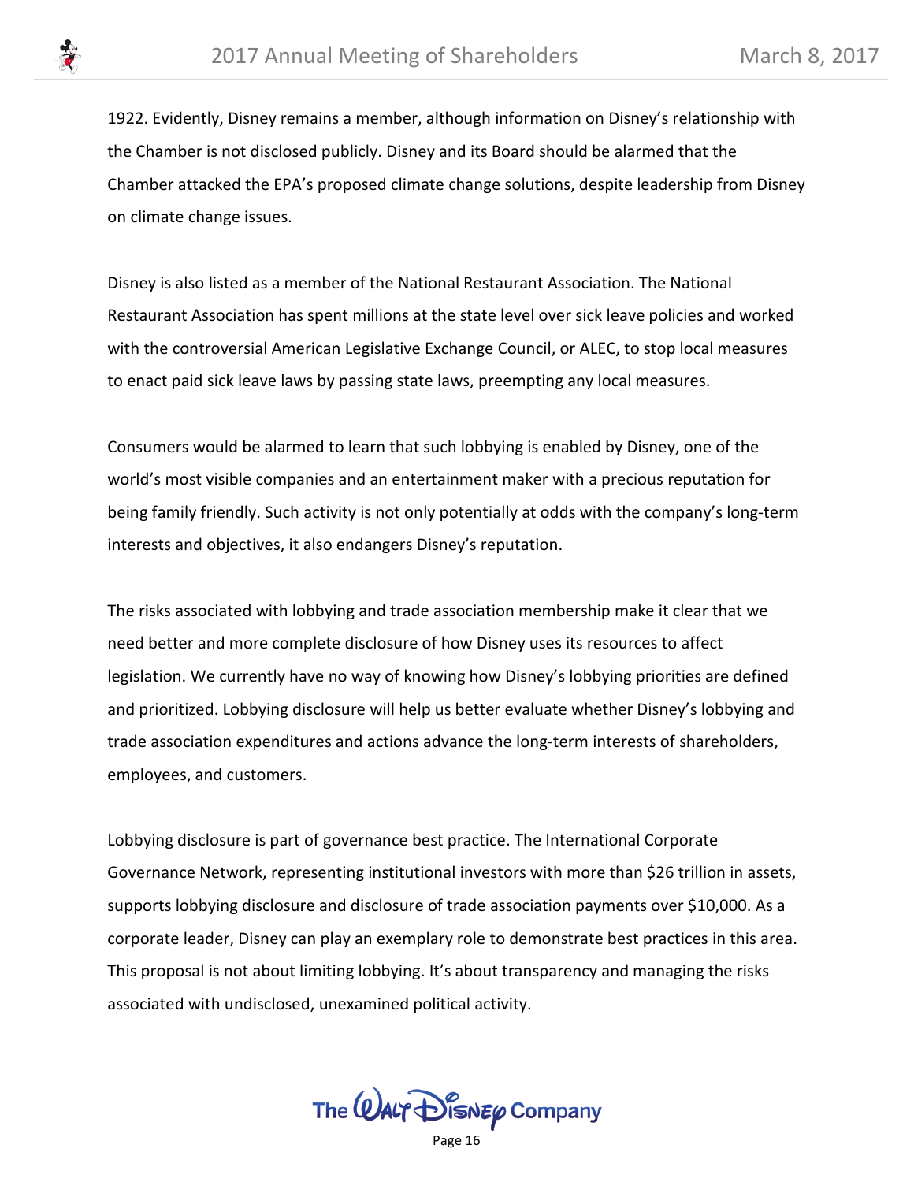1922. Evidently, Disney remains a member, although information on Disney's relationship with the Chamber is not disclosed publicly. Disney and its Board should be alarmed that the Chamber attacked the EPA's proposed climate change solutions, despite leadership from Disney on climate change issues.

Disney is also listed as a member of the National Restaurant Association. The National Restaurant Association has spent millions at the state level over sick leave policies and worked with the controversial American Legislative Exchange Council, or ALEC, to stop local measures to enact paid sick leave laws by passing state laws, preempting any local measures.

Consumers would be alarmed to learn that such lobbying is enabled by Disney, one of the world's most visible companies and an entertainment maker with a precious reputation for being family friendly. Such activity is not only potentially at odds with the company's long-term interests and objectives, it also endangers Disney's reputation.

The risks associated with lobbying and trade association membership make it clear that we need better and more complete disclosure of how Disney uses its resources to affect legislation. We currently have no way of knowing how Disney's lobbying priorities are defined and prioritized. Lobbying disclosure will help us better evaluate whether Disney's lobbying and trade association expenditures and actions advance the long-term interests of shareholders, employees, and customers.

Lobbying disclosure is part of governance best practice. The International Corporate Governance Network, representing institutional investors with more than $26 trillion in assets, supports lobbying disclosure and disclosure of trade association payments over $10,000. As a corporate leader, Disney can play an exemplary role to demonstrate best practices in this area. This proposal is not about limiting lobbying. It's about transparency and managing the risks associated with undisclosed, unexamined political activity.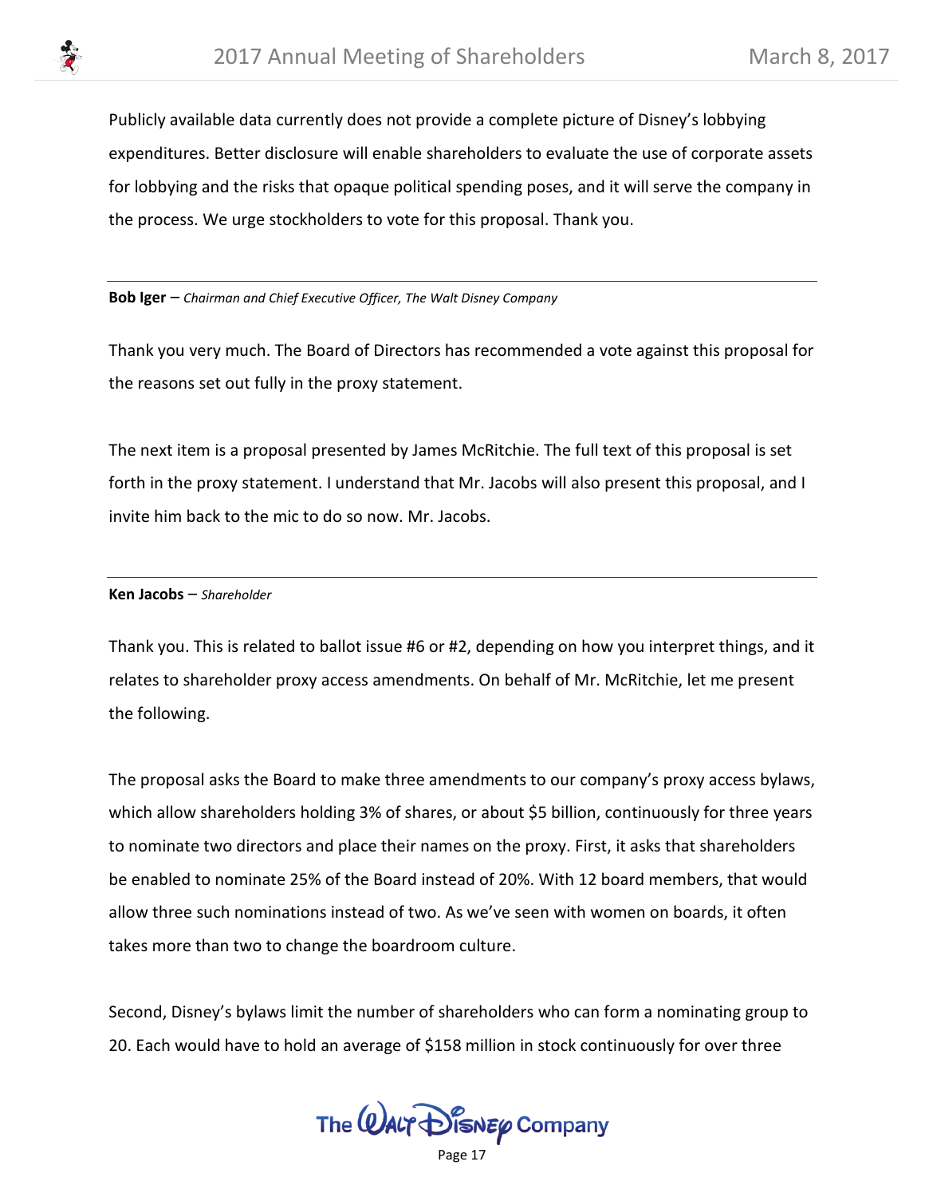Publicly available data currently does not provide a complete picture of Disney's lobbying expenditures. Better disclosure will enable shareholders to evaluate the use of corporate assets for lobbying and the risks that opaque political spending poses, and it will serve the company in the process. We urge stockholders to vote for this proposal. Thank you.

---

**Bob Iger** – *Chairman and Chief Executive Officer, The Walt Disney Company*

Thank you very much. The Board of Directors has recommended a vote against this proposal for the reasons set out fully in the proxy statement.

The next item is a proposal presented by James McRitchie. The full text of this proposal is set forth in the proxy statement. I understand that Mr. Jacobs will also present this proposal, and I invite him back to the mic to do so now. Mr. Jacobs.

---

**Ken Jacobs** – *Shareholder*

Thank you. This is related to ballot issue #6 or #2, depending on how you interpret things, and it relates to shareholder proxy access amendments. On behalf of Mr. McRitchie, let me present the following.

The proposal asks the Board to make three amendments to our company's proxy access bylaws, which allow shareholders holding 3% of shares, or about $5 billion, continuously for three years to nominate two directors and place their names on the proxy. First, it asks that shareholders be enabled to nominate 25% of the Board instead of 20%. With 12 board members, that would allow three such nominations instead of two. As we've seen with women on boards, it often takes more than two to change the boardroom culture.

Second, Disney's bylaws limit the number of shareholders who can form a nominating group to 20. Each would have to hold an average of $158 million in stock continuously for over three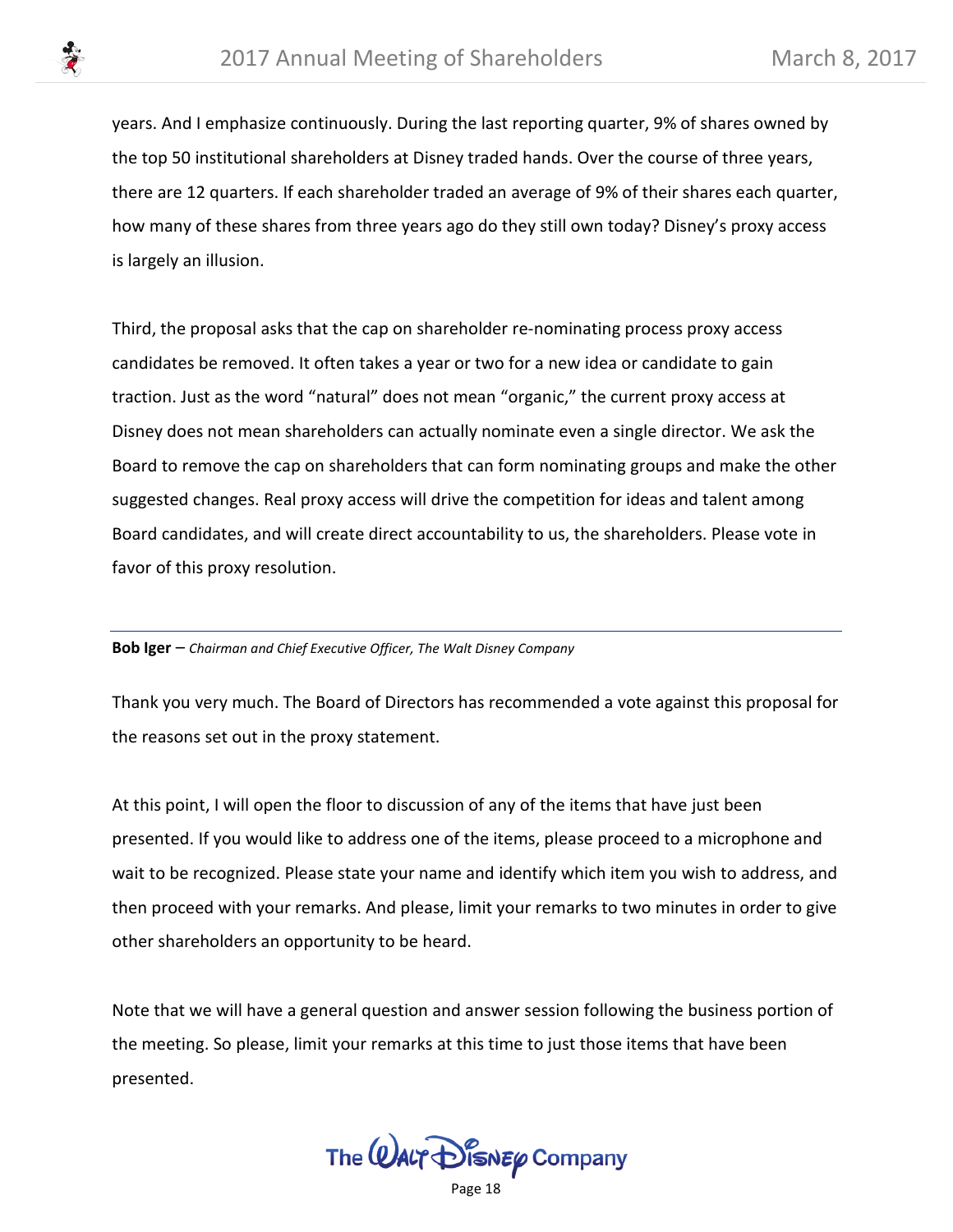years. And I emphasize continuously. During the last reporting quarter, 9% of shares owned by the top 50 institutional shareholders at Disney traded hands. Over the course of three years, there are 12 quarters. If each shareholder traded an average of 9% of their shares each quarter, how many of these shares from three years ago do they still own today? Disney's proxy access is largely an illusion.

Third, the proposal asks that the cap on shareholder re-nominating process proxy access candidates be removed. It often takes a year or two for a new idea or candidate to gain traction. Just as the word "natural" does not mean "organic," the current proxy access at Disney does not mean shareholders can actually nominate even a single director. We ask the Board to remove the cap on shareholders that can form nominating groups and make the other suggested changes. Real proxy access will drive the competition for ideas and talent among Board candidates, and will create direct accountability to us, the shareholders. Please vote in favor of this proxy resolution.

---

**Bob Iger** – *Chairman and Chief Executive Officer, The Walt Disney Company*

Thank you very much. The Board of Directors has recommended a vote against this proposal for the reasons set out in the proxy statement.

At this point, I will open the floor to discussion of any of the items that have just been presented. If you would like to address one of the items, please proceed to a microphone and wait to be recognized. Please state your name and identify which item you wish to address, and then proceed with your remarks. And please, limit your remarks to two minutes in order to give other shareholders an opportunity to be heard.

Note that we will have a general question and answer session following the business portion of the meeting. So please, limit your remarks at this time to just those items that have been presented.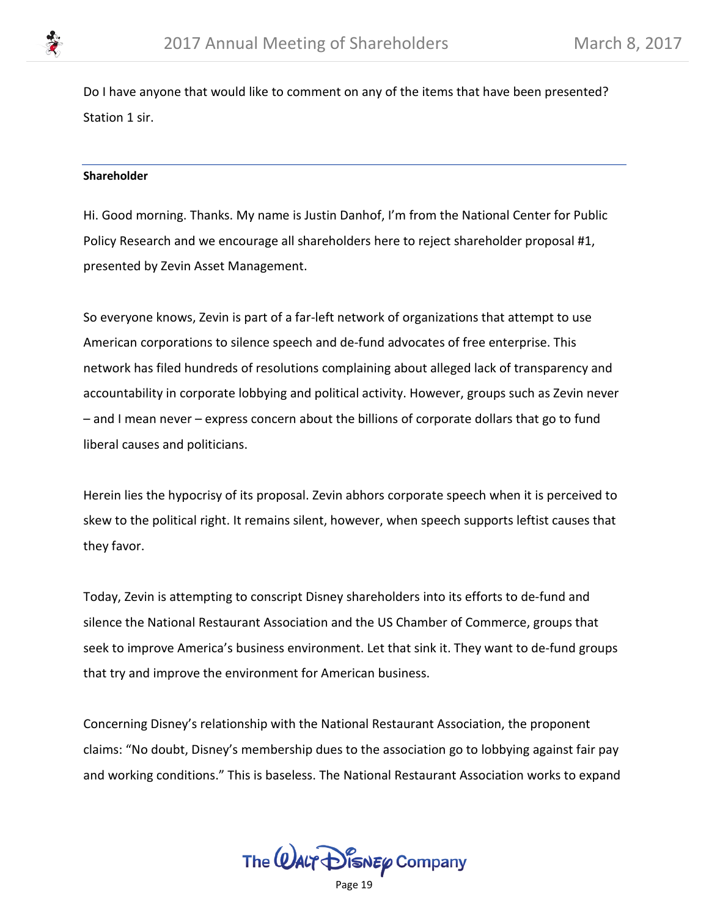Do I have anyone that would like to comment on any of the items that have been presented? Station 1 sir.

---

**Shareholder**

Hi. Good morning. Thanks. My name is Justin Danhof, I'm from the National Center for Public Policy Research and we encourage all shareholders here to reject shareholder proposal #1, presented by Zevin Asset Management.

So everyone knows, Zevin is part of a far-left network of organizations that attempt to use American corporations to silence speech and de-fund advocates of free enterprise. This network has filed hundreds of resolutions complaining about alleged lack of transparency and accountability in corporate lobbying and political activity. However, groups such as Zevin never – and I mean never – express concern about the billions of corporate dollars that go to fund liberal causes and politicians.

Herein lies the hypocrisy of its proposal. Zevin abhors corporate speech when it is perceived to skew to the political right. It remains silent, however, when speech supports leftist causes that they favor.

Today, Zevin is attempting to conscript Disney shareholders into its efforts to de-fund and silence the National Restaurant Association and the US Chamber of Commerce, groups that seek to improve America's business environment. Let that sink it. They want to de-fund groups that try and improve the environment for American business.

Concerning Disney's relationship with the National Restaurant Association, the proponent claims: "No doubt, Disney's membership dues to the association go to lobbying against fair pay and working conditions." This is baseless. The National Restaurant Association works to expand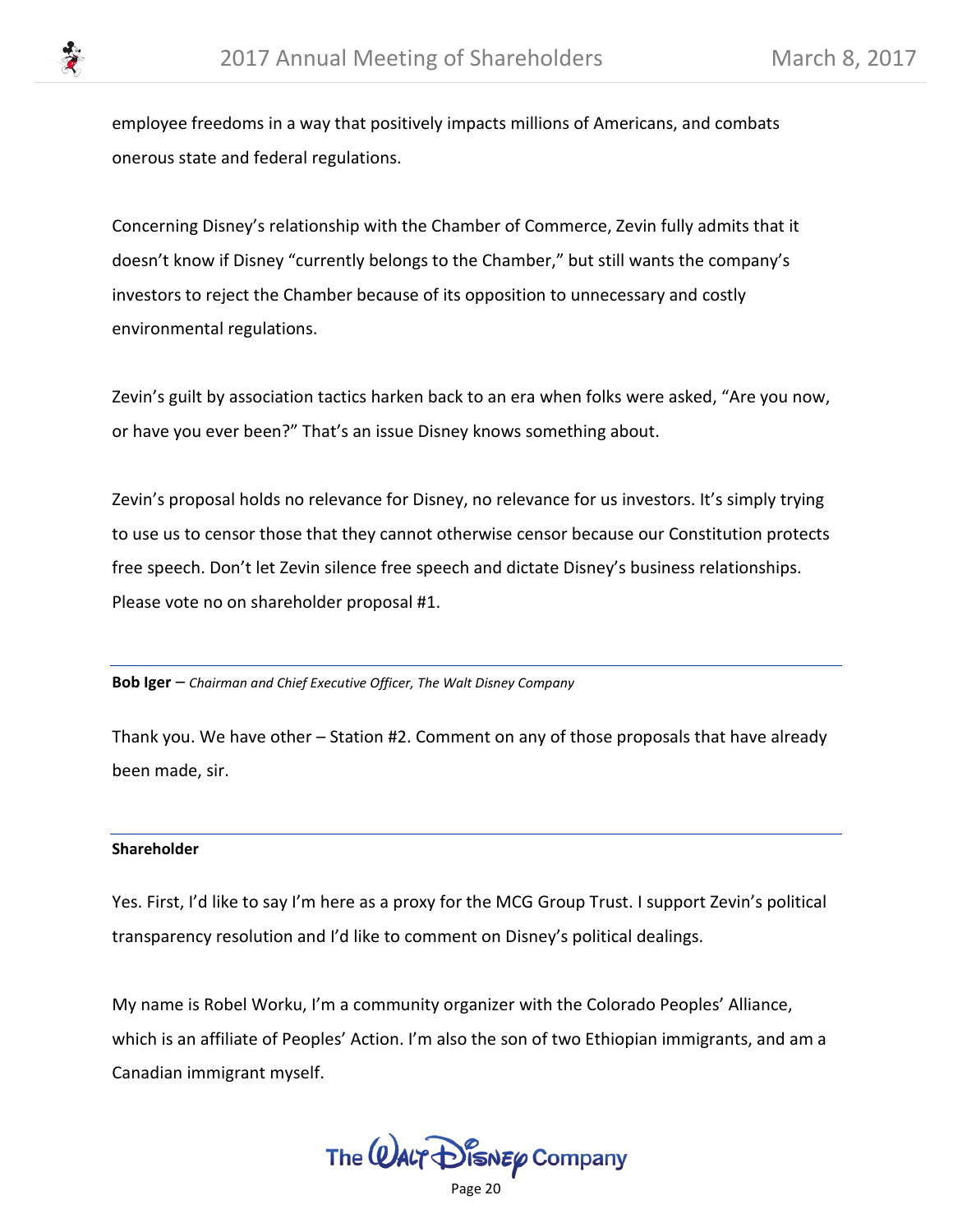employee freedoms in a way that positively impacts millions of Americans, and combats onerous state and federal regulations.

Concerning Disney's relationship with the Chamber of Commerce, Zevin fully admits that it doesn't know if Disney "currently belongs to the Chamber," but still wants the company's investors to reject the Chamber because of its opposition to unnecessary and costly environmental regulations.

Zevin's guilt by association tactics harken back to an era when folks were asked, "Are you now, or have you ever been?" That's an issue Disney knows something about.

Zevin's proposal holds no relevance for Disney, no relevance for us investors. It's simply trying to use us to censor those that they cannot otherwise censor because our Constitution protects free speech. Don't let Zevin silence free speech and dictate Disney's business relationships. Please vote no on shareholder proposal #1.

---

**Bob Iger** – *Chairman and Chief Executive Officer, The Walt Disney Company*

Thank you. We have other – Station #2. Comment on any of those proposals that have already been made, sir.

---

**Shareholder**

Yes. First, I'd like to say I'm here as a proxy for the MCG Group Trust. I support Zevin's political transparency resolution and I'd like to comment on Disney's political dealings.

My name is Robel Worku, I'm a community organizer with the Colorado Peoples' Alliance, which is an affiliate of Peoples' Action. I'm also the son of two Ethiopian immigrants, and am a Canadian immigrant myself.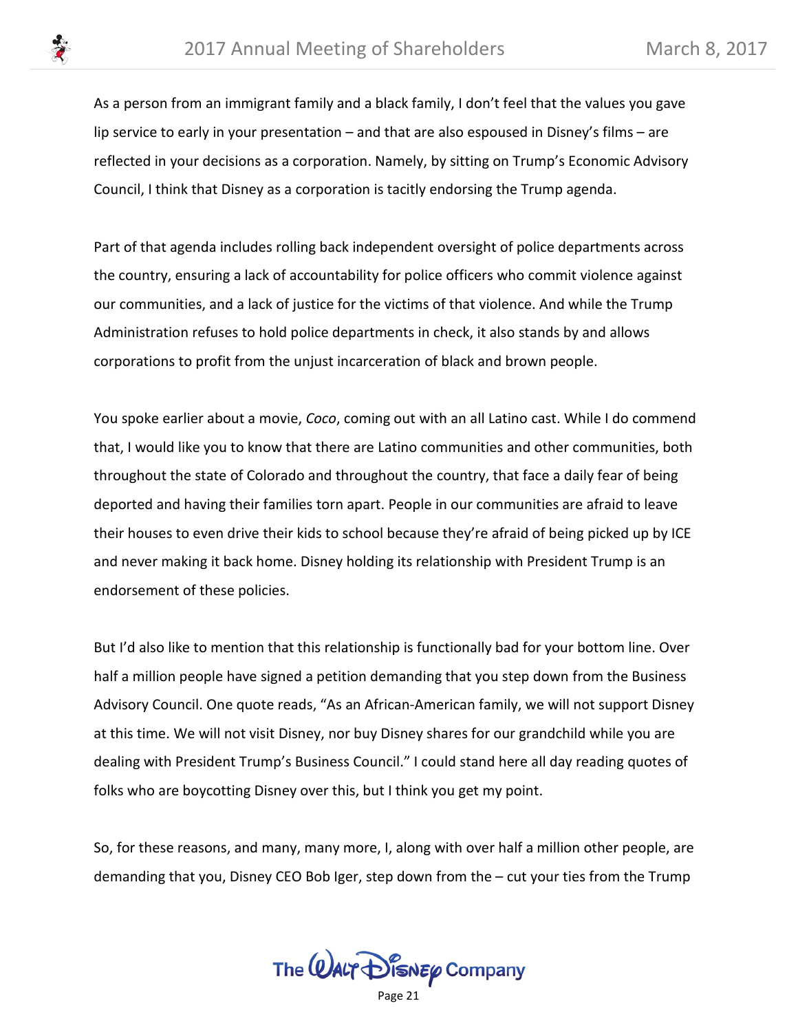As a person from an immigrant family and a black family, I don't feel that the values you gave lip service to early in your presentation – and that are also espoused in Disney's films – are reflected in your decisions as a corporation. Namely, by sitting on Trump's Economic Advisory Council, I think that Disney as a corporation is tacitly endorsing the Trump agenda.

Part of that agenda includes rolling back independent oversight of police departments across the country, ensuring a lack of accountability for police officers who commit violence against our communities, and a lack of justice for the victims of that violence. And while the Trump Administration refuses to hold police departments in check, it also stands by and allows corporations to profit from the unjust incarceration of black and brown people.

You spoke earlier about a movie, *Coco*, coming out with an all Latino cast. While I do commend that, I would like you to know that there are Latino communities and other communities, both throughout the state of Colorado and throughout the country, that face a daily fear of being deported and having their families torn apart. People in our communities are afraid to leave their houses to even drive their kids to school because they're afraid of being picked up by ICE and never making it back home. Disney holding its relationship with President Trump is an endorsement of these policies.

But I'd also like to mention that this relationship is functionally bad for your bottom line. Over half a million people have signed a petition demanding that you step down from the Business Advisory Council. One quote reads, "As an African-American family, we will not support Disney at this time. We will not visit Disney, nor buy Disney shares for our grandchild while you are dealing with President Trump's Business Council." I could stand here all day reading quotes of folks who are boycotting Disney over this, but I think you get my point.

So, for these reasons, and many, many more, I, along with over half a million other people, are demanding that you, Disney CEO Bob Iger, step down from the – cut your ties from the Trump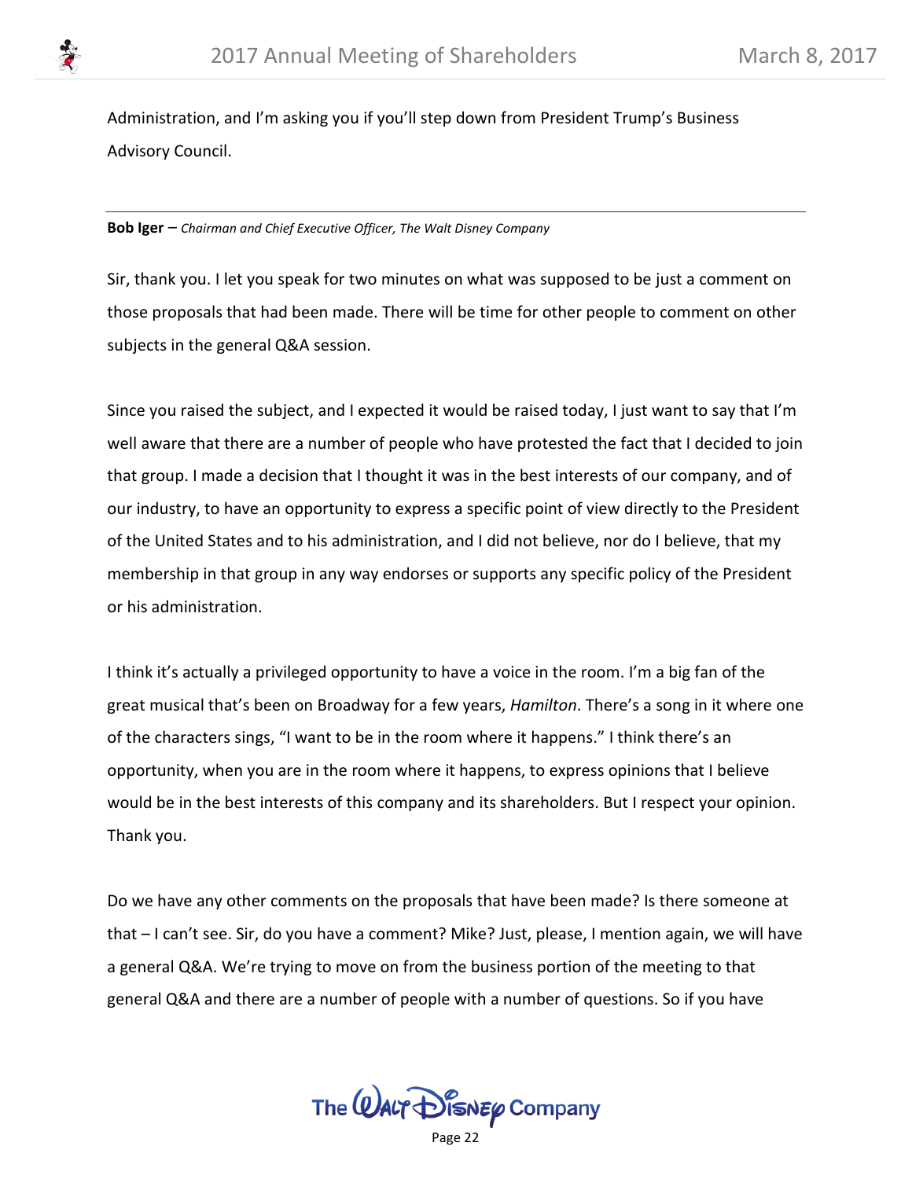Administration, and I'm asking you if you'll step down from President Trump's Business Advisory Council.

---

**Bob Iger** – *Chairman and Chief Executive Officer, The Walt Disney Company*

Sir, thank you. I let you speak for two minutes on what was supposed to be just a comment on those proposals that had been made. There will be time for other people to comment on other subjects in the general Q&A session.

Since you raised the subject, and I expected it would be raised today, I just want to say that I'm well aware that there are a number of people who have protested the fact that I decided to join that group. I made a decision that I thought it was in the best interests of our company, and of our industry, to have an opportunity to express a specific point of view directly to the President of the United States and to his administration, and I did not believe, nor do I believe, that my membership in that group in any way endorses or supports any specific policy of the President or his administration.

I think it's actually a privileged opportunity to have a voice in the room. I'm a big fan of the great musical that's been on Broadway for a few years, *Hamilton*. There's a song in it where one of the characters sings, "I want to be in the room where it happens." I think there's an opportunity, when you are in the room where it happens, to express opinions that I believe would be in the best interests of this company and its shareholders. But I respect your opinion. Thank you.

Do we have any other comments on the proposals that have been made? Is there someone at that – I can't see. Sir, do you have a comment? Mike? Just, please, I mention again, we will have a general Q&A. We're trying to move on from the business portion of the meeting to that general Q&A and there are a number of people with a number of questions. So if you have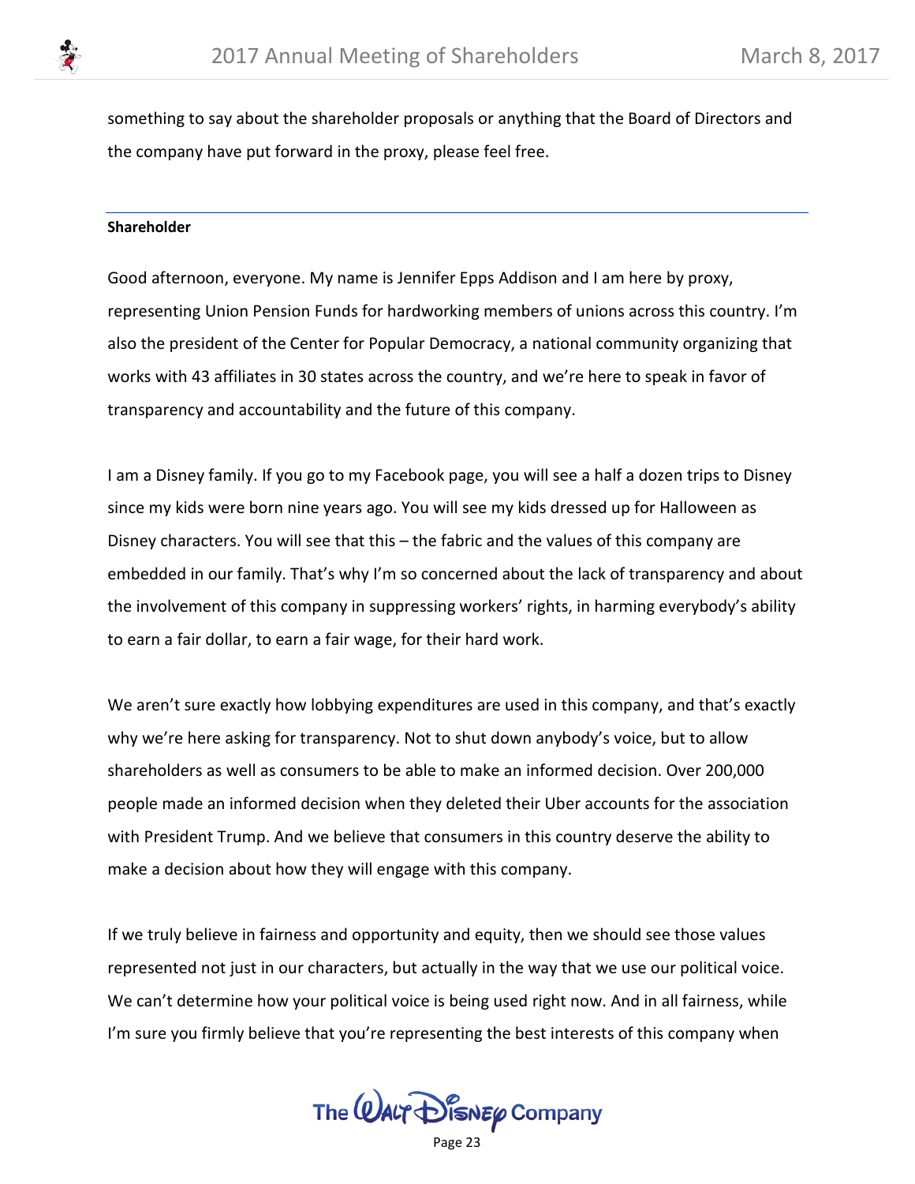something to say about the shareholder proposals or anything that the Board of Directors and the company have put forward in the proxy, please feel free.

---

**Shareholder**

Good afternoon, everyone. My name is Jennifer Epps Addison and I am here by proxy, representing Union Pension Funds for hardworking members of unions across this country. I'm also the president of the Center for Popular Democracy, a national community organizing that works with 43 affiliates in 30 states across the country, and we're here to speak in favor of transparency and accountability and the future of this company.

I am a Disney family. If you go to my Facebook page, you will see a half a dozen trips to Disney since my kids were born nine years ago. You will see my kids dressed up for Halloween as Disney characters. You will see that this – the fabric and the values of this company are embedded in our family. That's why I'm so concerned about the lack of transparency and about the involvement of this company in suppressing workers' rights, in harming everybody's ability to earn a fair dollar, to earn a fair wage, for their hard work.

We aren't sure exactly how lobbying expenditures are used in this company, and that's exactly why we're here asking for transparency. Not to shut down anybody's voice, but to allow shareholders as well as consumers to be able to make an informed decision. Over 200,000 people made an informed decision when they deleted their Uber accounts for the association with President Trump. And we believe that consumers in this country deserve the ability to make a decision about how they will engage with this company.

If we truly believe in fairness and opportunity and equity, then we should see those values represented not just in our characters, but actually in the way that we use our political voice. We can't determine how your political voice is being used right now. And in all fairness, while I'm sure you firmly believe that you're representing the best interests of this company when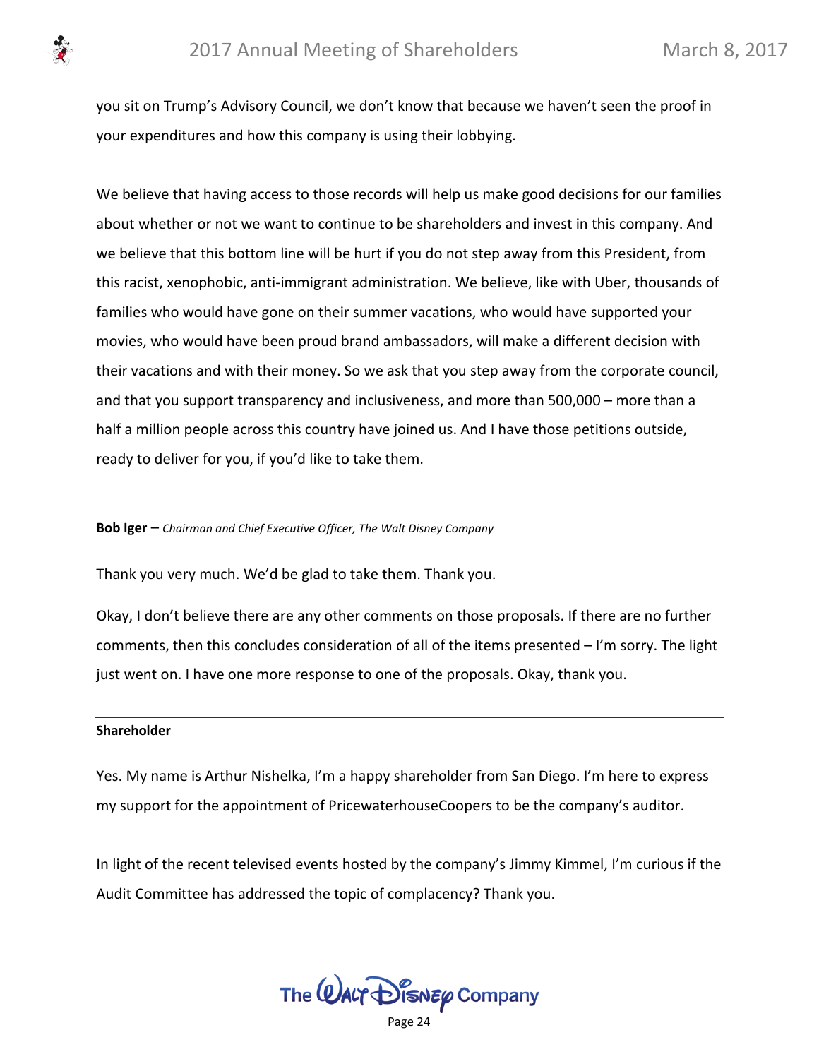you sit on Trump's Advisory Council, we don't know that because we haven't seen the proof in your expenditures and how this company is using their lobbying.

We believe that having access to those records will help us make good decisions for our families about whether or not we want to continue to be shareholders and invest in this company. And we believe that this bottom line will be hurt if you do not step away from this President, from this racist, xenophobic, anti-immigrant administration. We believe, like with Uber, thousands of families who would have gone on their summer vacations, who would have supported your movies, who would have been proud brand ambassadors, will make a different decision with their vacations and with their money. So we ask that you step away from the corporate council, and that you support transparency and inclusiveness, and more than 500,000 – more than a half a million people across this country have joined us. And I have those petitions outside, ready to deliver for you, if you'd like to take them.

---

**Bob Iger** – *Chairman and Chief Executive Officer, The Walt Disney Company*

Thank you very much. We'd be glad to take them. Thank you.

Okay, I don't believe there are any other comments on those proposals. If there are no further comments, then this concludes consideration of all of the items presented – I'm sorry. The light just went on. I have one more response to one of the proposals. Okay, thank you.

---

**Shareholder**

Yes. My name is Arthur Nishelka, I'm a happy shareholder from San Diego. I'm here to express my support for the appointment of PricewaterhouseCoopers to be the company's auditor.

In light of the recent televised events hosted by the company's Jimmy Kimmel, I'm curious if the Audit Committee has addressed the topic of complacency? Thank you.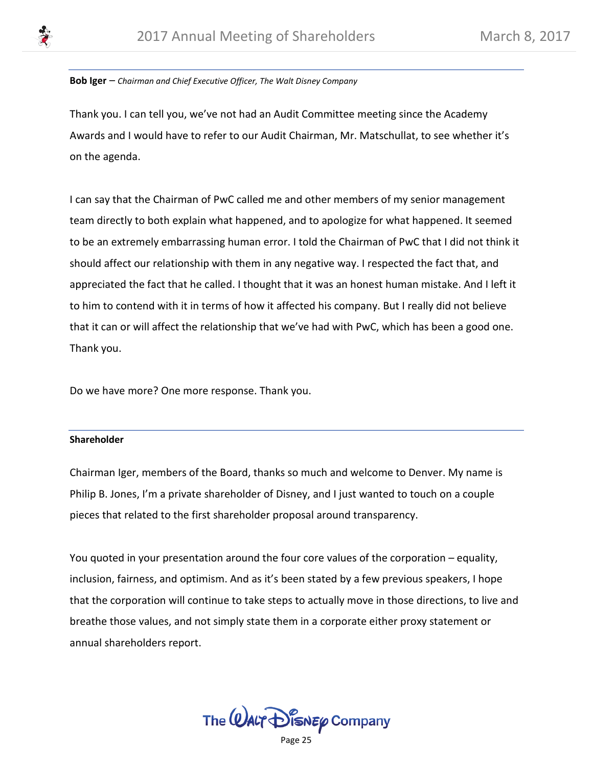**Bob Iger** – *Chairman and Chief Executive Officer, The Walt Disney Company*

Thank you. I can tell you, we've not had an Audit Committee meeting since the Academy Awards and I would have to refer to our Audit Chairman, Mr. Matschullat, to see whether it's on the agenda.

I can say that the Chairman of PwC called me and other members of my senior management team directly to both explain what happened, and to apologize for what happened. It seemed to be an extremely embarrassing human error. I told the Chairman of PwC that I did not think it should affect our relationship with them in any negative way. I respected the fact that, and appreciated the fact that he called. I thought that it was an honest human mistake. And I left it to him to contend with it in terms of how it affected his company. But I really did not believe that it can or will affect the relationship that we've had with PwC, which has been a good one. Thank you.

Do we have more? One more response. Thank you.

**Shareholder**

Chairman Iger, members of the Board, thanks so much and welcome to Denver. My name is Philip B. Jones, I'm a private shareholder of Disney, and I just wanted to touch on a couple pieces that related to the first shareholder proposal around transparency.

You quoted in your presentation around the four core values of the corporation – equality, inclusion, fairness, and optimism. And as it's been stated by a few previous speakers, I hope that the corporation will continue to take steps to actually move in those directions, to live and breathe those values, and not simply state them in a corporate either proxy statement or annual shareholders report.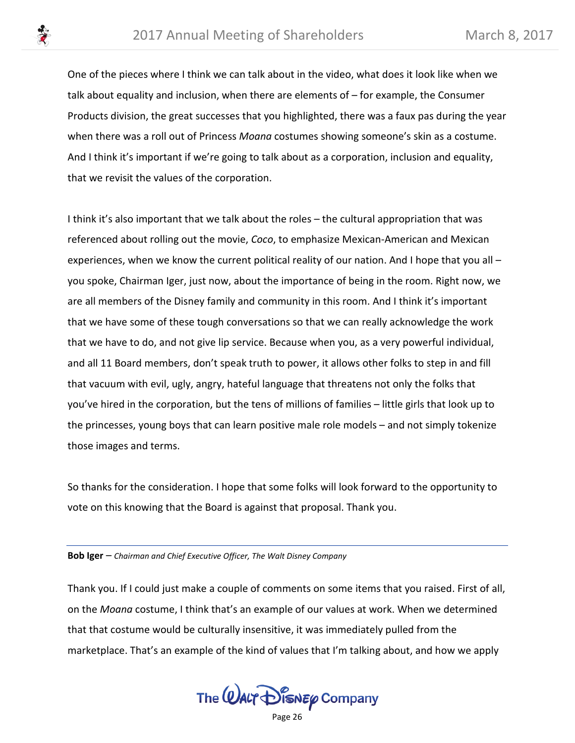One of the pieces where I think we can talk about in the video, what does it look like when we talk about equality and inclusion, when there are elements of – for example, the Consumer Products division, the great successes that you highlighted, there was a faux pas during the year when there was a roll out of Princess *Moana* costumes showing someone's skin as a costume. And I think it's important if we're going to talk about as a corporation, inclusion and equality, that we revisit the values of the corporation.

I think it's also important that we talk about the roles – the cultural appropriation that was referenced about rolling out the movie, *Coco*, to emphasize Mexican-American and Mexican experiences, when we know the current political reality of our nation. And I hope that you all – you spoke, Chairman Iger, just now, about the importance of being in the room. Right now, we are all members of the Disney family and community in this room. And I think it's important that we have some of these tough conversations so that we can really acknowledge the work that we have to do, and not give lip service. Because when you, as a very powerful individual, and all 11 Board members, don't speak truth to power, it allows other folks to step in and fill that vacuum with evil, ugly, angry, hateful language that threatens not only the folks that you've hired in the corporation, but the tens of millions of families – little girls that look up to the princesses, young boys that can learn positive male role models – and not simply tokenize those images and terms.

So thanks for the consideration. I hope that some folks will look forward to the opportunity to vote on this knowing that the Board is against that proposal. Thank you.

---

**Bob Iger** – *Chairman and Chief Executive Officer, The Walt Disney Company*

Thank you. If I could just make a couple of comments on some items that you raised. First of all, on the *Moana* costume, I think that's an example of our values at work. When we determined that that costume would be culturally insensitive, it was immediately pulled from the marketplace. That's an example of the kind of values that I'm talking about, and how we apply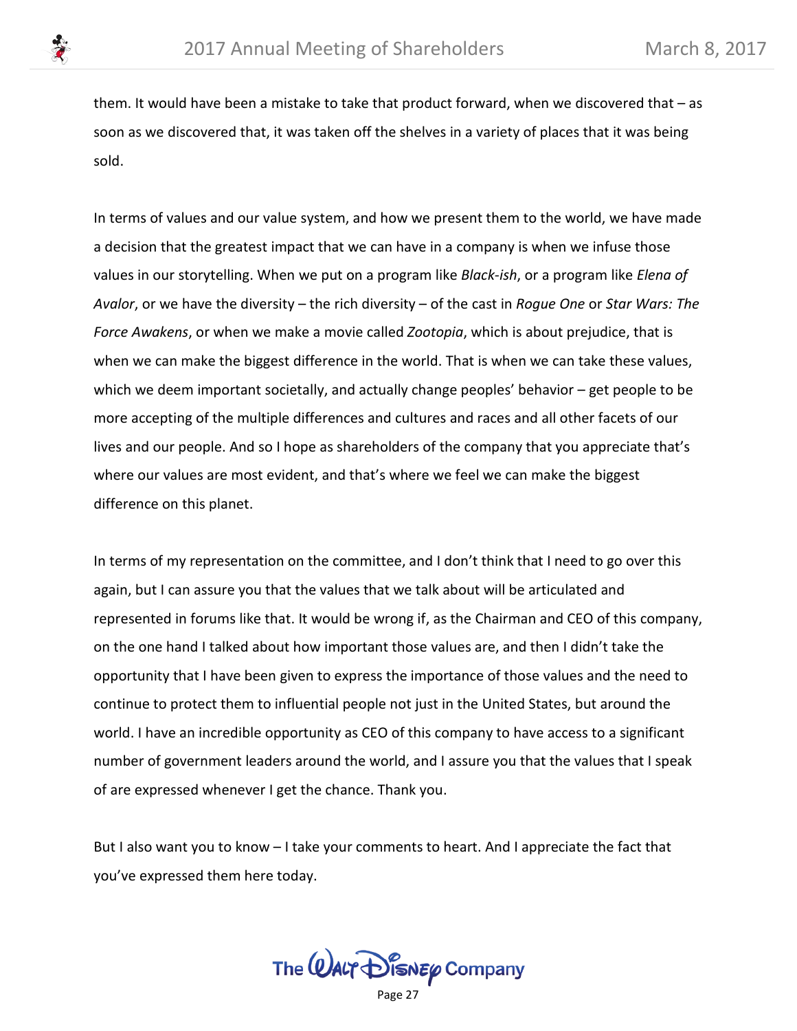them. It would have been a mistake to take that product forward, when we discovered that – as soon as we discovered that, it was taken off the shelves in a variety of places that it was being sold.

In terms of values and our value system, and how we present them to the world, we have made a decision that the greatest impact that we can have in a company is when we infuse those values in our storytelling. When we put on a program like *Black-ish*, or a program like *Elena of Avalor*, or we have the diversity – the rich diversity – of the cast in *Rogue One* or *Star Wars: The Force Awakens*, or when we make a movie called *Zootopia*, which is about prejudice, that is when we can make the biggest difference in the world. That is when we can take these values, which we deem important societally, and actually change peoples' behavior – get people to be more accepting of the multiple differences and cultures and races and all other facets of our lives and our people. And so I hope as shareholders of the company that you appreciate that's where our values are most evident, and that's where we feel we can make the biggest difference on this planet.

In terms of my representation on the committee, and I don't think that I need to go over this again, but I can assure you that the values that we talk about will be articulated and represented in forums like that. It would be wrong if, as the Chairman and CEO of this company, on the one hand I talked about how important those values are, and then I didn't take the opportunity that I have been given to express the importance of those values and the need to continue to protect them to influential people not just in the United States, but around the world. I have an incredible opportunity as CEO of this company to have access to a significant number of government leaders around the world, and I assure you that the values that I speak of are expressed whenever I get the chance. Thank you.

But I also want you to know – I take your comments to heart. And I appreciate the fact that you've expressed them here today.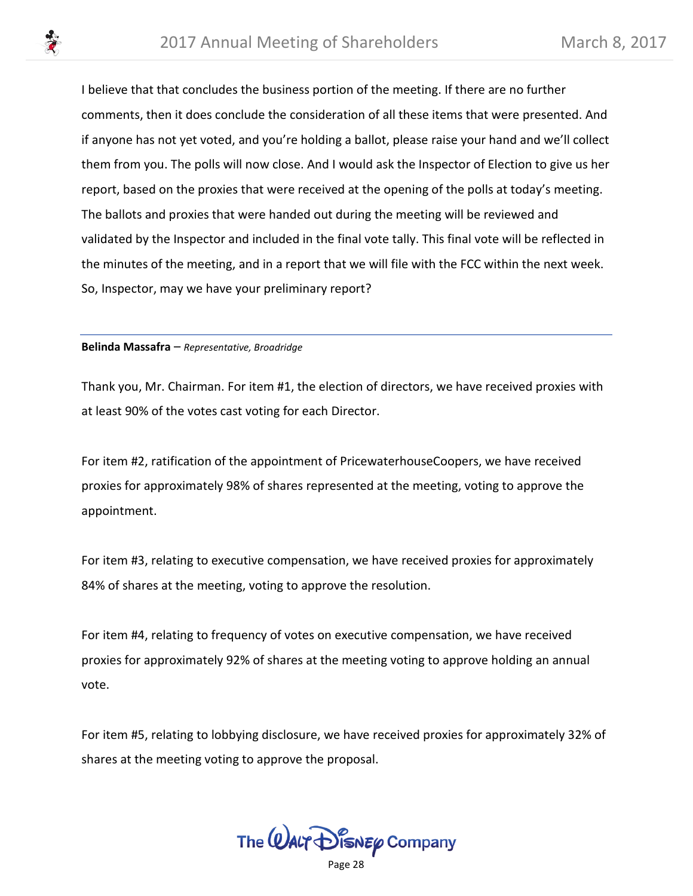I believe that that concludes the business portion of the meeting. If there are no further comments, then it does conclude the consideration of all these items that were presented. And if anyone has not yet voted, and you're holding a ballot, please raise your hand and we'll collect them from you. The polls will now close. And I would ask the Inspector of Election to give us her report, based on the proxies that were received at the opening of the polls at today's meeting. The ballots and proxies that were handed out during the meeting will be reviewed and validated by the Inspector and included in the final vote tally. This final vote will be reflected in the minutes of the meeting, and in a report that we will file with the FCC within the next week. So, Inspector, may we have your preliminary report?

---

**Belinda Massafra** – *Representative, Broadridge*

Thank you, Mr. Chairman. For item #1, the election of directors, we have received proxies with at least 90% of the votes cast voting for each Director.

For item #2, ratification of the appointment of PricewaterhouseCoopers, we have received proxies for approximately 98% of shares represented at the meeting, voting to approve the appointment.

For item #3, relating to executive compensation, we have received proxies for approximately 84% of shares at the meeting, voting to approve the resolution.

For item #4, relating to frequency of votes on executive compensation, we have received proxies for approximately 92% of shares at the meeting voting to approve holding an annual vote.

For item #5, relating to lobbying disclosure, we have received proxies for approximately 32% of shares at the meeting voting to approve the proposal.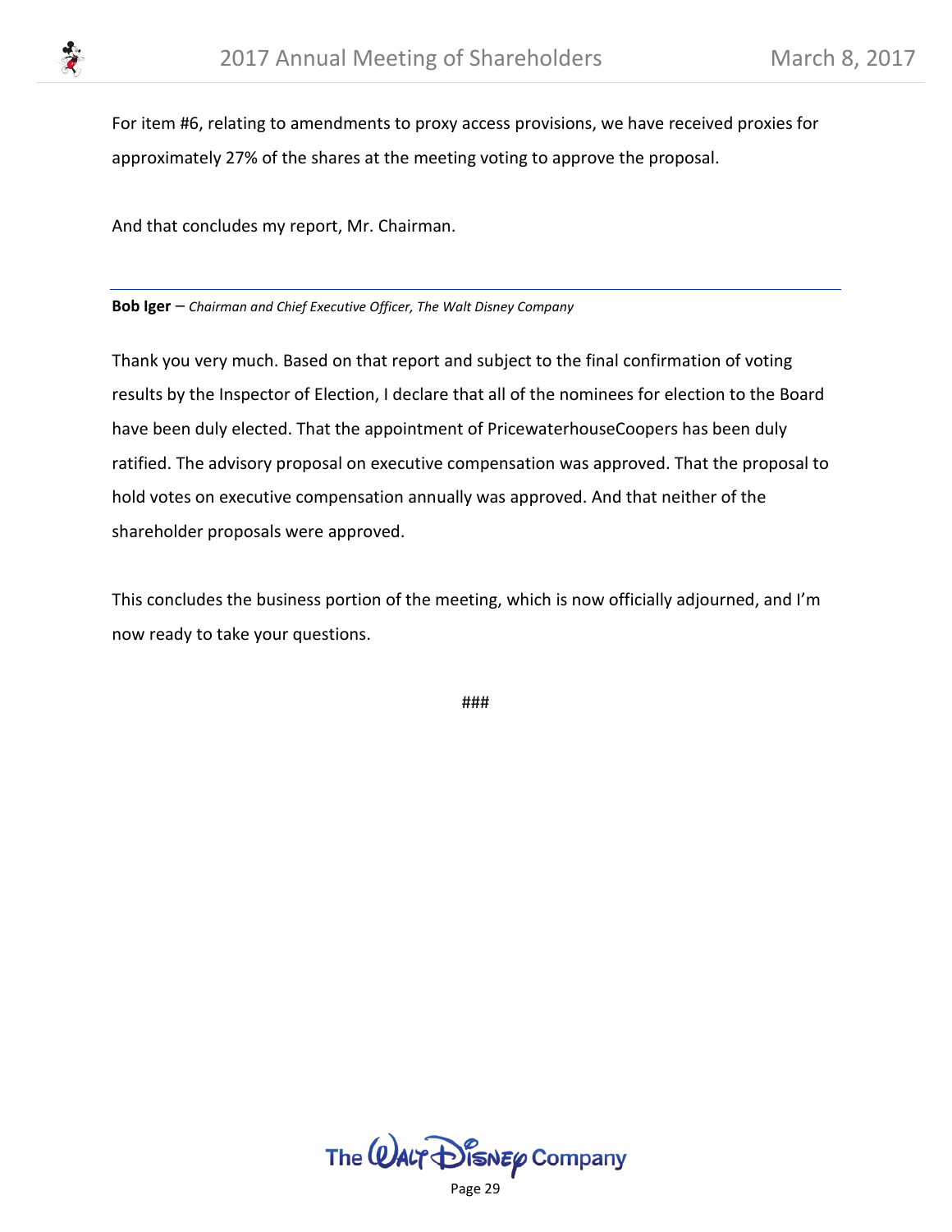For item #6, relating to amendments to proxy access provisions, we have received proxies for approximately 27% of the shares at the meeting voting to approve the proposal.

And that concludes my report, Mr. Chairman.

---

**Bob Iger** – *Chairman and Chief Executive Officer, The Walt Disney Company*

Thank you very much. Based on that report and subject to the final confirmation of voting results by the Inspector of Election, I declare that all of the nominees for election to the Board have been duly elected. That the appointment of PricewaterhouseCoopers has been duly ratified. The advisory proposal on executive compensation was approved. That the proposal to hold votes on executive compensation annually was approved. And that neither of the shareholder proposals were approved.

This concludes the business portion of the meeting, which is now officially adjourned, and I'm now ready to take your questions.

###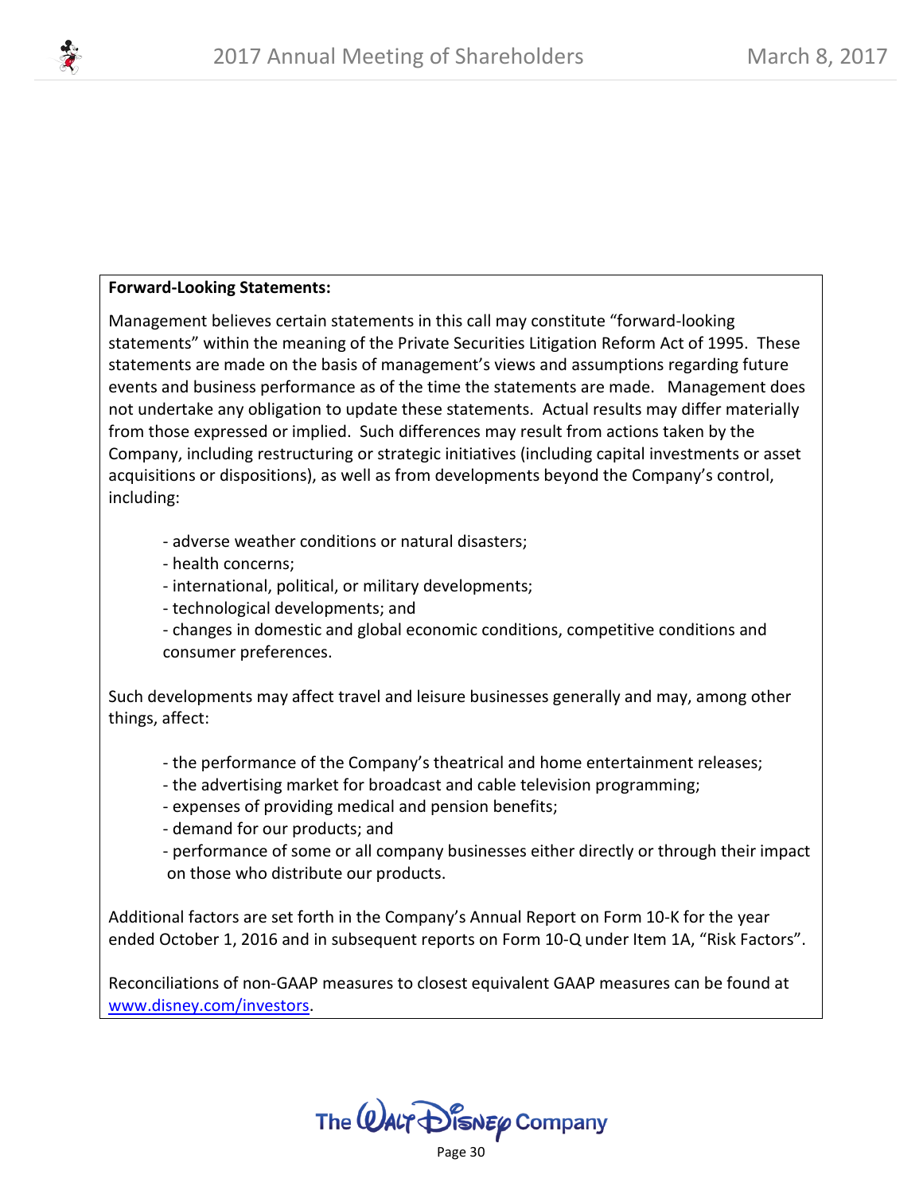**Forward-Looking Statements:**

Management believes certain statements in this call may constitute “forward-looking statements” within the meaning of the Private Securities Litigation Reform Act of 1995. These statements are made on the basis of management’s views and assumptions regarding future events and business performance as of the time the statements are made. Management does not undertake any obligation to update these statements. Actual results may differ materially from those expressed or implied. Such differences may result from actions taken by the Company, including restructuring or strategic initiatives (including capital investments or asset acquisitions or dispositions), as well as from developments beyond the Company’s control, including:

- adverse weather conditions or natural disasters;
- health concerns;
- international, political, or military developments;
- technological developments; and
- changes in domestic and global economic conditions, competitive conditions and consumer preferences.

Such developments may affect travel and leisure businesses generally and may, among other things, affect:

- the performance of the Company’s theatrical and home entertainment releases;
- the advertising market for broadcast and cable television programming;
- expenses of providing medical and pension benefits;
- demand for our products; and
- performance of some or all company businesses either directly or through their impact on those who distribute our products.

Additional factors are set forth in the Company’s Annual Report on Form 10-K for the year ended October 1, 2016 and in subsequent reports on Form 10-Q under Item 1A, “Risk Factors”.

Reconciliations of non-GAAP measures to closest equivalent GAAP measures can be found at www.disney.com/investors.